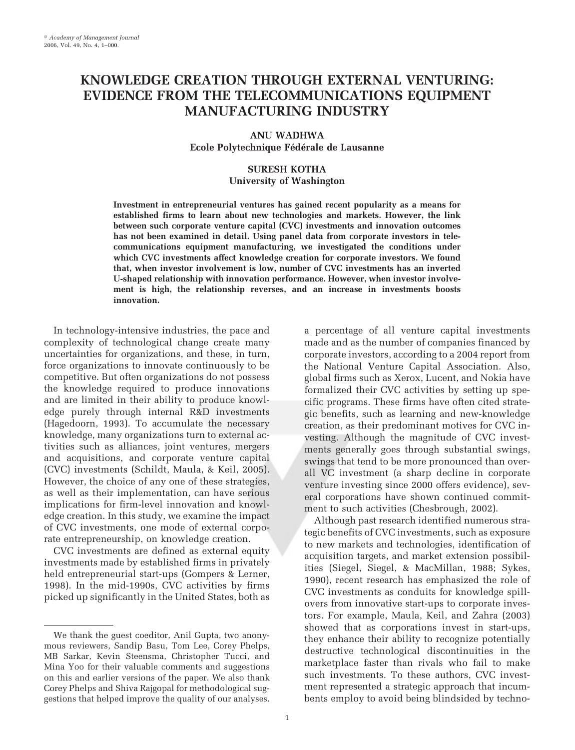# KNOWLEDGE CREATION THROUGH EXTERNAL VENTURING: EVIDENCE FROM THE TELECOMMUNICATIONS EQUIPMENT MANUFACTURING INDUSTRY

**ANU WADHWA**
**Ecole Polytechnique Fédérale de Lausanne**

**SURESH KOTHA**
**University of Washington**

**Investment in entrepreneurial ventures has gained recent popularity as a means for established firms to learn about new technologies and markets. However, the link between such corporate venture capital (CVC) investments and innovation outcomes has not been examined in detail. Using panel data from corporate investors in telecommunications equipment manufacturing, we investigated the conditions under which CVC investments affect knowledge creation for corporate investors. We found that, when investor involvement is low, number of CVC investments has an inverted U-shaped relationship with innovation performance. However, when investor involvement is high, the relationship reverses, and an increase in investments boosts innovation.**

In technology-intensive industries, the pace and complexity of technological change create many uncertainties for organizations, and these, in turn, force organizations to innovate continuously to be competitive. But often organizations do not possess the knowledge required to produce innovations and are limited in their ability to produce knowledge purely through internal R&D investments (Hagedoorn, 1993). To accumulate the necessary knowledge, many organizations turn to external activities such as alliances, joint ventures, mergers and acquisitions, and corporate venture capital (CVC) investments (Schildt, Maula, & Keil, 2005). However, the choice of any one of these strategies, as well as their implementation, can have serious implications for firm-level innovation and knowledge creation. In this study, we examine the impact of CVC investments, one mode of external corporate entrepreneurship, on knowledge creation.

CVC investments are defined as external equity investments made by established firms in privately held entrepreneurial start-ups (Gompers & Lerner, 1998). In the mid-1990s, CVC activities by firms picked up significantly in the United States, both as a percentage of all venture capital investments made and as the number of companies financed by corporate investors, according to a 2004 report from the National Venture Capital Association. Also, global firms such as Xerox, Lucent, and Nokia have formalized their CVC activities by setting up specific programs. These firms have often cited strategic benefits, such as learning and new-knowledge creation, as their predominant motives for CVC investing. Although the magnitude of CVC investments generally goes through substantial swings, swings that tend to be more pronounced than overall VC investment (a sharp decline in corporate venture investing since 2000 offers evidence), several corporations have shown continued commitment to such activities (Chesbrough, 2002).

Although past research identified numerous strategic benefits of CVC investments, such as exposure to new markets and technologies, identification of acquisition targets, and market extension possibilities (Siegel, Siegel, & MacMillan, 1988; Sykes, 1990), recent research has emphasized the role of CVC investments as conduits for knowledge spillovers from innovative start-ups to corporate investors. For example, Maula, Keil, and Zahra (2003) showed that as corporations invest in start-ups, they enhance their ability to recognize potentially destructive technological discontinuities in the marketplace faster than rivals who fail to make such investments. To these authors, CVC investment represented a strategic approach that incumbents employ to avoid being blindsided by techno-

We thank the guest coeditor, Anil Gupta, two anonymous reviewers, Sandip Basu, Tom Lee, Corey Phelps, MB Sarkar, Kevin Steensma, Christopher Tucci, and Mina Yoo for their valuable comments and suggestions on this and earlier versions of the paper. We also thank Corey Phelps and Shiva Rajgopal for methodological suggestions that helped improve the quality of our analyses.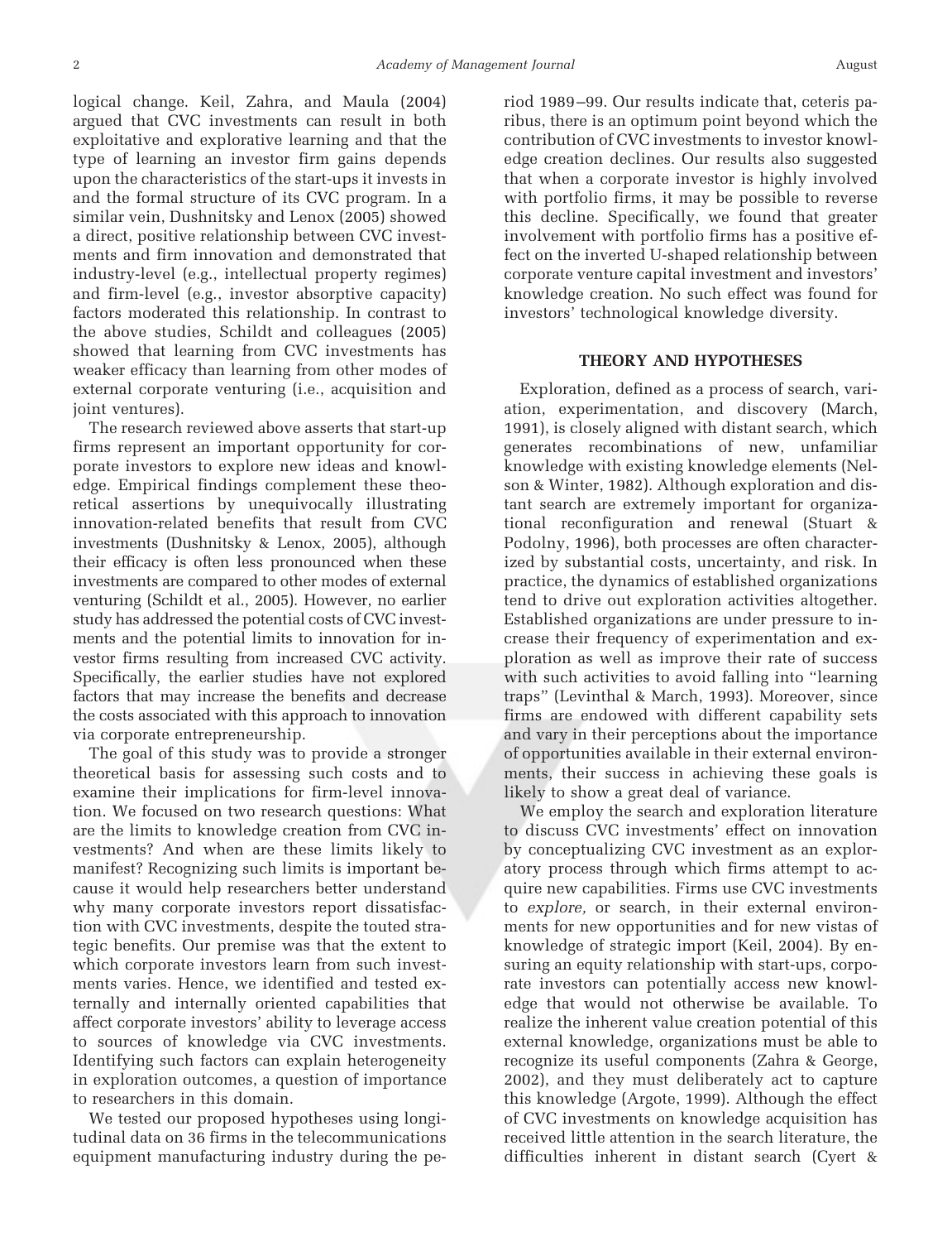logical change. Keil, Zahra, and Maula (2004) argued that CVC investments can result in both exploitative and explorative learning and that the type of learning an investor firm gains depends upon the characteristics of the start-ups it invests in and the formal structure of its CVC program. In a similar vein, Dushnitsky and Lenox (2005) showed a direct, positive relationship between CVC investments and firm innovation and demonstrated that industry-level (e.g., intellectual property regimes) and firm-level (e.g., investor absorptive capacity) factors moderated this relationship. In contrast to the above studies, Schildt and colleagues (2005) showed that learning from CVC investments has weaker efficacy than learning from other modes of external corporate venturing (i.e., acquisition and joint ventures).

The research reviewed above asserts that start-up firms represent an important opportunity for corporate investors to explore new ideas and knowledge. Empirical findings complement these theoretical assertions by unequivocally illustrating innovation-related benefits that result from CVC investments (Dushnitsky & Lenox, 2005), although their efficacy is often less pronounced when these investments are compared to other modes of external venturing (Schildt et al., 2005). However, no earlier study has addressed the potential costs of CVC investments and the potential limits to innovation for investor firms resulting from increased CVC activity. Specifically, the earlier studies have not explored factors that may increase the benefits and decrease the costs associated with this approach to innovation via corporate entrepreneurship.

The goal of this study was to provide a stronger theoretical basis for assessing such costs and to examine their implications for firm-level innovation. We focused on two research questions: What are the limits to knowledge creation from CVC investments? And when are these limits likely to manifest? Recognizing such limits is important because it would help researchers better understand why many corporate investors report dissatisfaction with CVC investments, despite the touted strategic benefits. Our premise was that the extent to which corporate investors learn from such investments varies. Hence, we identified and tested externally and internally oriented capabilities that affect corporate investors' ability to leverage access to sources of knowledge via CVC investments. Identifying such factors can explain heterogeneity in exploration outcomes, a question of importance to researchers in this domain.

We tested our proposed hypotheses using longitudinal data on 36 firms in the telecommunications equipment manufacturing industry during the period 1989–99. Our results indicate that, ceteris paribus, there is an optimum point beyond which the contribution of CVC investments to investor knowledge creation declines. Our results also suggested that when a corporate investor is highly involved with portfolio firms, it may be possible to reverse this decline. Specifically, we found that greater involvement with portfolio firms has a positive effect on the inverted U-shaped relationship between corporate venture capital investment and investors' knowledge creation. No such effect was found for investors' technological knowledge diversity.

## THEORY AND HYPOTHESES

Exploration, defined as a process of search, variation, experimentation, and discovery (March, 1991), is closely aligned with distant search, which generates recombinations of new, unfamiliar knowledge with existing knowledge elements (Nelson & Winter, 1982). Although exploration and distant search are extremely important for organizational reconfiguration and renewal (Stuart & Podolny, 1996), both processes are often characterized by substantial costs, uncertainty, and risk. In practice, the dynamics of established organizations tend to drive out exploration activities altogether. Established organizations are under pressure to increase their frequency of experimentation and exploration as well as improve their rate of success with such activities to avoid falling into "learning traps" (Levinthal & March, 1993). Moreover, since firms are endowed with different capability sets and vary in their perceptions about the importance of opportunities available in their external environments, their success in achieving these goals is likely to show a great deal of variance.

We employ the search and exploration literature to discuss CVC investments' effect on innovation by conceptualizing CVC investment as an exploratory process through which firms attempt to acquire new capabilities. Firms use CVC investments to *explore,* or search, in their external environments for new opportunities and for new vistas of knowledge of strategic import (Keil, 2004). By ensuring an equity relationship with start-ups, corporate investors can potentially access new knowledge that would not otherwise be available. To realize the inherent value creation potential of this external knowledge, organizations must be able to recognize its useful components (Zahra & George, 2002), and they must deliberately act to capture this knowledge (Argote, 1999). Although the effect of CVC investments on knowledge acquisition has received little attention in the search literature, the difficulties inherent in distant search (Cyert &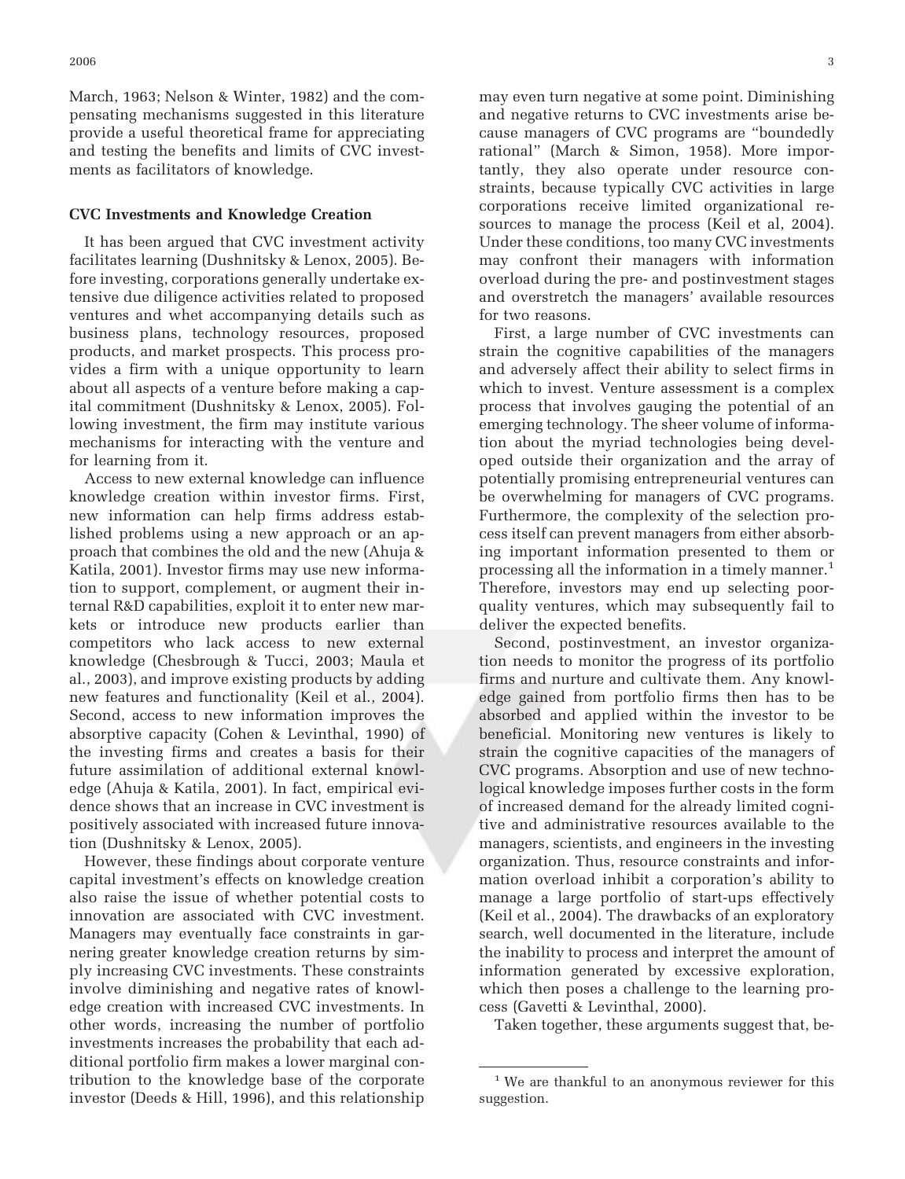March, 1963; Nelson & Winter, 1982) and the compensating mechanisms suggested in this literature provide a useful theoretical frame for appreciating and testing the benefits and limits of CVC investments as facilitators of knowledge.

### CVC Investments and Knowledge Creation

It has been argued that CVC investment activity facilitates learning (Dushnitsky & Lenox, 2005). Before investing, corporations generally undertake extensive due diligence activities related to proposed ventures and whet accompanying details such as business plans, technology resources, proposed products, and market prospects. This process provides a firm with a unique opportunity to learn about all aspects of a venture before making a capital commitment (Dushnitsky & Lenox, 2005). Following investment, the firm may institute various mechanisms for interacting with the venture and for learning from it.

Access to new external knowledge can influence knowledge creation within investor firms. First, new information can help firms address established problems using a new approach or an approach that combines the old and the new (Ahuja & Katila, 2001). Investor firms may use new information to support, complement, or augment their internal R&D capabilities, exploit it to enter new markets or introduce new products earlier than competitors who lack access to new external knowledge (Chesbrough & Tucci, 2003; Maula et al., 2003), and improve existing products by adding new features and functionality (Keil et al., 2004). Second, access to new information improves the absorptive capacity (Cohen & Levinthal, 1990) of the investing firms and creates a basis for their future assimilation of additional external knowledge (Ahuja & Katila, 2001). In fact, empirical evidence shows that an increase in CVC investment is positively associated with increased future innovation (Dushnitsky & Lenox, 2005).

However, these findings about corporate venture capital investment's effects on knowledge creation also raise the issue of whether potential costs to innovation are associated with CVC investment. Managers may eventually face constraints in garnering greater knowledge creation returns by simply increasing CVC investments. These constraints involve diminishing and negative rates of knowledge creation with increased CVC investments. In other words, increasing the number of portfolio investments increases the probability that each additional portfolio firm makes a lower marginal contribution to the knowledge base of the corporate investor (Deeds & Hill, 1996), and this relationship may even turn negative at some point. Diminishing and negative returns to CVC investments arise because managers of CVC programs are "boundedly rational" (March & Simon, 1958). More importantly, they also operate under resource constraints, because typically CVC activities in large corporations receive limited organizational resources to manage the process (Keil et al, 2004). Under these conditions, too many CVC investments may confront their managers with information overload during the pre- and postinvestment stages and overstretch the managers' available resources for two reasons.

First, a large number of CVC investments can strain the cognitive capabilities of the managers and adversely affect their ability to select firms in which to invest. Venture assessment is a complex process that involves gauging the potential of an emerging technology. The sheer volume of information about the myriad technologies being developed outside their organization and the array of potentially promising entrepreneurial ventures can be overwhelming for managers of CVC programs. Furthermore, the complexity of the selection process itself can prevent managers from either absorbing important information presented to them or processing all the information in a timely manner.[1] Therefore, investors may end up selecting poor-quality ventures, which may subsequently fail to deliver the expected benefits.

Second, postinvestment, an investor organization needs to monitor the progress of its portfolio firms and nurture and cultivate them. Any knowledge gained from portfolio firms then has to be absorbed and applied within the investor to be beneficial. Monitoring new ventures is likely to strain the cognitive capacities of the managers of CVC programs. Absorption and use of new technological knowledge imposes further costs in the form of increased demand for the already limited cognitive and administrative resources available to the managers, scientists, and engineers in the investing organization. Thus, resource constraints and information overload inhibit a corporation's ability to manage a large portfolio of start-ups effectively (Keil et al., 2004). The drawbacks of an exploratory search, well documented in the literature, include the inability to process and interpret the amount of information generated by excessive exploration, which then poses a challenge to the learning process (Gavetti & Levinthal, 2000).

Taken together, these arguments suggest that, be-

[1] We are thankful to an anonymous reviewer for this suggestion.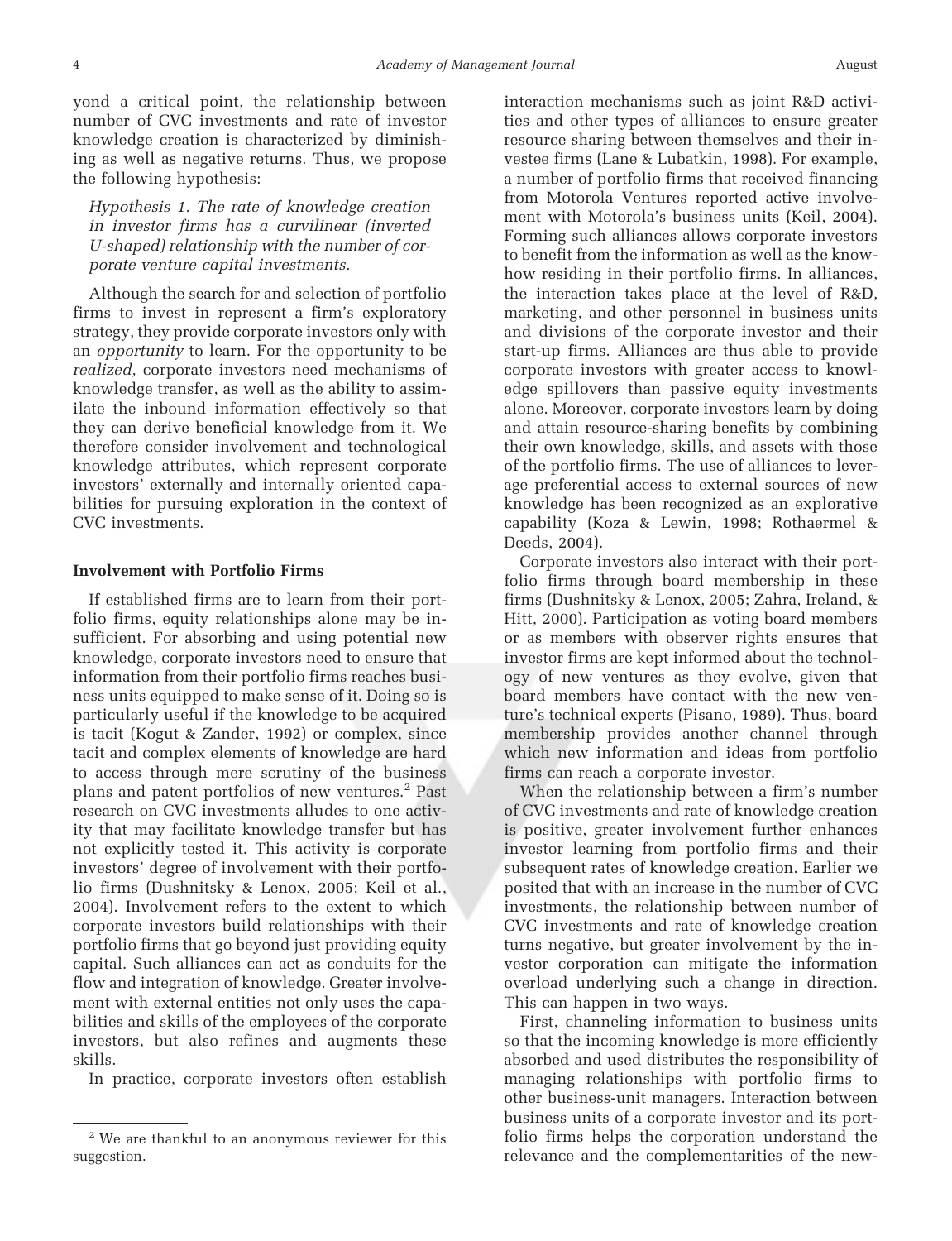yond a critical point, the relationship between number of CVC investments and rate of investor knowledge creation is characterized by diminishing as well as negative returns. Thus, we propose the following hypothesis:

*Hypothesis 1. The rate of knowledge creation in investor firms has a curvilinear (inverted U-shaped) relationship with the number of corporate venture capital investments.*

Although the search for and selection of portfolio firms to invest in represent a firm's exploratory strategy, they provide corporate investors only with an *opportunity* to learn. For the opportunity to be *realized,* corporate investors need mechanisms of knowledge transfer, as well as the ability to assimilate the inbound information effectively so that they can derive beneficial knowledge from it. We therefore consider involvement and technological knowledge attributes, which represent corporate investors' externally and internally oriented capabilities for pursuing exploration in the context of CVC investments.

### Involvement with Portfolio Firms

If established firms are to learn from their portfolio firms, equity relationships alone may be insufficient. For absorbing and using potential new knowledge, corporate investors need to ensure that information from their portfolio firms reaches business units equipped to make sense of it. Doing so is particularly useful if the knowledge to be acquired is tacit (Kogut & Zander, 1992) or complex, since tacit and complex elements of knowledge are hard to access through mere scrutiny of the business plans and patent portfolios of new ventures.[2] Past research on CVC investments alludes to one activity that may facilitate knowledge transfer but has not explicitly tested it. This activity is corporate investors' degree of involvement with their portfolio firms (Dushnitsky & Lenox, 2005; Keil et al., 2004). Involvement refers to the extent to which corporate investors build relationships with their portfolio firms that go beyond just providing equity capital. Such alliances can act as conduits for the flow and integration of knowledge. Greater involvement with external entities not only uses the capabilities and skills of the employees of the corporate investors, but also refines and augments these skills.

In practice, corporate investors often establish interaction mechanisms such as joint R&D activities and other types of alliances to ensure greater resource sharing between themselves and their investee firms (Lane & Lubatkin, 1998). For example, a number of portfolio firms that received financing from Motorola Ventures reported active involvement with Motorola's business units (Keil, 2004). Forming such alliances allows corporate investors to benefit from the information as well as the knowhow residing in their portfolio firms. In alliances, the interaction takes place at the level of R&D, marketing, and other personnel in business units and divisions of the corporate investor and their start-up firms. Alliances are thus able to provide corporate investors with greater access to knowledge spillovers than passive equity investments alone. Moreover, corporate investors learn by doing and attain resource-sharing benefits by combining their own knowledge, skills, and assets with those of the portfolio firms. The use of alliances to leverage preferential access to external sources of new knowledge has been recognized as an explorative capability (Koza & Lewin, 1998; Rothaermel & Deeds, 2004).

Corporate investors also interact with their portfolio firms through board membership in these firms (Dushnitsky & Lenox, 2005; Zahra, Ireland, & Hitt, 2000). Participation as voting board members or as members with observer rights ensures that investor firms are kept informed about the technology of new ventures as they evolve, given that board members have contact with the new venture's technical experts (Pisano, 1989). Thus, board membership provides another channel through which new information and ideas from portfolio firms can reach a corporate investor.

When the relationship between a firm's number of CVC investments and rate of knowledge creation is positive, greater involvement further enhances investor learning from portfolio firms and their subsequent rates of knowledge creation. Earlier we posited that with an increase in the number of CVC investments, the relationship between number of CVC investments and rate of knowledge creation turns negative, but greater involvement by the investor corporation can mitigate the information overload underlying such a change in direction. This can happen in two ways.

First, channeling information to business units so that the incoming knowledge is more efficiently absorbed and used distributes the responsibility of managing relationships with portfolio firms to other business-unit managers. Interaction between business units of a corporate investor and its portfolio firms helps the corporation understand the relevance and the complementarities of the new-

[2] We are thankful to an anonymous reviewer for this suggestion.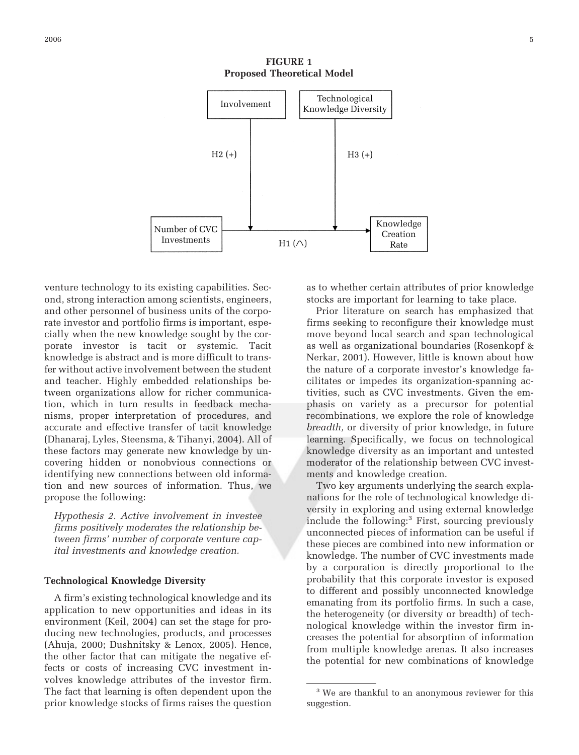**FIGURE 1**
**Proposed Theoretical Model**

Involvement — H2 (+) → moderates link
Technological Knowledge Diversity — H3 (+) → moderates link
Number of CVC Investments — H1 (∩) → Knowledge Creation Rate

venture technology to its existing capabilities. Second, strong interaction among scientists, engineers, and other personnel of business units of the corporate investor and portfolio firms is important, especially when the new knowledge sought by the corporate investor is tacit or systemic. Tacit knowledge is abstract and is more difficult to transfer without active involvement between the student and teacher. Highly embedded relationships between organizations allow for richer communication, which in turn results in feedback mechanisms, proper interpretation of procedures, and accurate and effective transfer of tacit knowledge (Dhanaraj, Lyles, Steensma, & Tihanyi, 2004). All of these factors may generate new knowledge by uncovering hidden or nonobvious connections or identifying new connections between old information and new sources of information. Thus, we propose the following:

*Hypothesis 2. Active involvement in investee firms positively moderates the relationship between firms' number of corporate venture capital investments and knowledge creation.*

### Technological Knowledge Diversity

A firm's existing technological knowledge and its application to new opportunities and ideas in its environment (Keil, 2004) can set the stage for producing new technologies, products, and processes (Ahuja, 2000; Dushnitsky & Lenox, 2005). Hence, the other factor that can mitigate the negative effects or costs of increasing CVC investment involves knowledge attributes of the investor firm. The fact that learning is often dependent upon the prior knowledge stocks of firms raises the question as to whether certain attributes of prior knowledge stocks are important for learning to take place.

Prior literature on search has emphasized that firms seeking to reconfigure their knowledge must move beyond local search and span technological as well as organizational boundaries (Rosenkopf & Nerkar, 2001). However, little is known about how the nature of a corporate investor's knowledge facilitates or impedes its organization-spanning activities, such as CVC investments. Given the emphasis on variety as a precursor for potential recombinations, we explore the role of knowledge *breadth,* or diversity of prior knowledge, in future learning. Specifically, we focus on technological knowledge diversity as an important and untested moderator of the relationship between CVC investments and knowledge creation.

Two key arguments underlying the search explanations for the role of technological knowledge diversity in exploring and using external knowledge include the following:[3] First, sourcing previously unconnected pieces of information can be useful if these pieces are combined into new information or knowledge. The number of CVC investments made by a corporation is directly proportional to the probability that this corporate investor is exposed to different and possibly unconnected knowledge emanating from its portfolio firms. In such a case, the heterogeneity (or diversity or breadth) of technological knowledge within the investor firm increases the potential for absorption of information from multiple knowledge arenas. It also increases the potential for new combinations of knowledge

[3] We are thankful to an anonymous reviewer for this suggestion.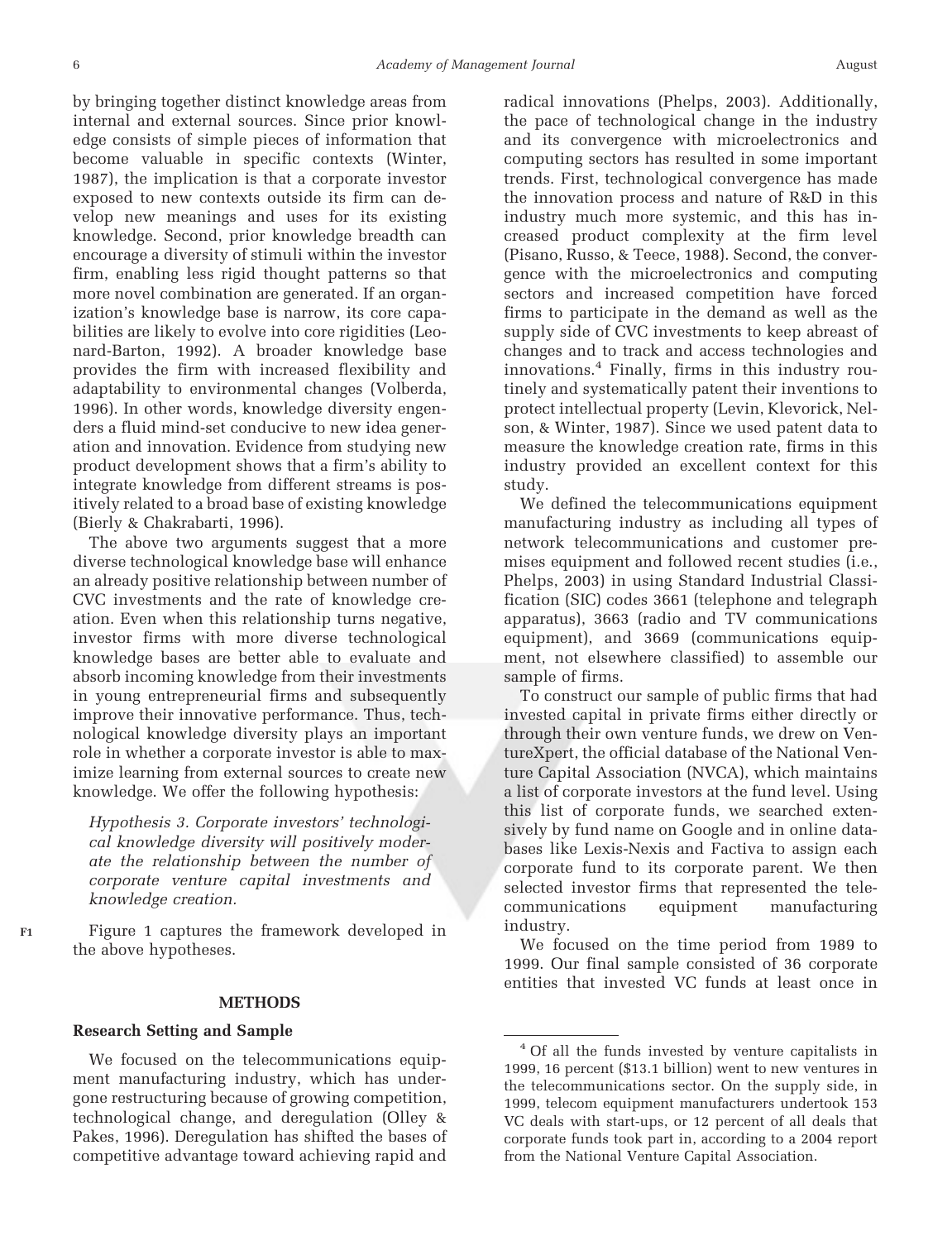by bringing together distinct knowledge areas from internal and external sources. Since prior knowledge consists of simple pieces of information that become valuable in specific contexts (Winter, 1987), the implication is that a corporate investor exposed to new contexts outside its firm can develop new meanings and uses for its existing knowledge. Second, prior knowledge breadth can encourage a diversity of stimuli within the investor firm, enabling less rigid thought patterns so that more novel combination are generated. If an organization's knowledge base is narrow, its core capabilities are likely to evolve into core rigidities (Leonard-Barton, 1992). A broader knowledge base provides the firm with increased flexibility and adaptability to environmental changes (Volberda, 1996). In other words, knowledge diversity engenders a fluid mind-set conducive to new idea generation and innovation. Evidence from studying new product development shows that a firm's ability to integrate knowledge from different streams is positively related to a broad base of existing knowledge (Bierly & Chakrabarti, 1996).

The above two arguments suggest that a more diverse technological knowledge base will enhance an already positive relationship between number of CVC investments and the rate of knowledge creation. Even when this relationship turns negative, investor firms with more diverse technological knowledge bases are better able to evaluate and absorb incoming knowledge from their investments in young entrepreneurial firms and subsequently improve their innovative performance. Thus, technological knowledge diversity plays an important role in whether a corporate investor is able to maximize learning from external sources to create new knowledge. We offer the following hypothesis:

*Hypothesis 3. Corporate investors' technological knowledge diversity will positively moderate the relationship between the number of corporate venture capital investments and knowledge creation.*

Figure 1 captures the framework developed in the above hypotheses.

## METHODS

### Research Setting and Sample

We focused on the telecommunications equipment manufacturing industry, which has undergone restructuring because of growing competition, technological change, and deregulation (Olley & Pakes, 1996). Deregulation has shifted the bases of competitive advantage toward achieving rapid and radical innovations (Phelps, 2003). Additionally, the pace of technological change in the industry and its convergence with microelectronics and computing sectors has resulted in some important trends. First, technological convergence has made the innovation process and nature of R&D in this industry much more systemic, and this has increased product complexity at the firm level (Pisano, Russo, & Teece, 1988). Second, the convergence with the microelectronics and computing sectors and increased competition have forced firms to participate in the demand as well as the supply side of CVC investments to keep abreast of changes and to track and access technologies and innovations.[4] Finally, firms in this industry routinely and systematically patent their inventions to protect intellectual property (Levin, Klevorick, Nelson, & Winter, 1987). Since we used patent data to measure the knowledge creation rate, firms in this industry provided an excellent context for this study.

We defined the telecommunications equipment manufacturing industry as including all types of network telecommunications and customer premises equipment and followed recent studies (i.e., Phelps, 2003) in using Standard Industrial Classification (SIC) codes 3661 (telephone and telegraph apparatus), 3663 (radio and TV communications equipment), and 3669 (communications equipment, not elsewhere classified) to assemble our sample of firms.

To construct our sample of public firms that had invested capital in private firms either directly or through their own venture funds, we drew on VentureXpert, the official database of the National Venture Capital Association (NVCA), which maintains a list of corporate investors at the fund level. Using this list of corporate funds, we searched extensively by fund name on Google and in online databases like Lexis-Nexis and Factiva to assign each corporate fund to its corporate parent. We then selected investor firms that represented the telecommunications equipment manufacturing industry.

We focused on the time period from 1989 to 1999. Our final sample consisted of 36 corporate entities that invested VC funds at least once in

---

[4] Of all the funds invested by venture capitalists in 1999, 16 percent ($13.1 billion) went to new ventures in the telecommunications sector. On the supply side, in 1999, telecom equipment manufacturers undertook 153 VC deals with start-ups, or 12 percent of all deals that corporate funds took part in, according to a 2004 report from the National Venture Capital Association.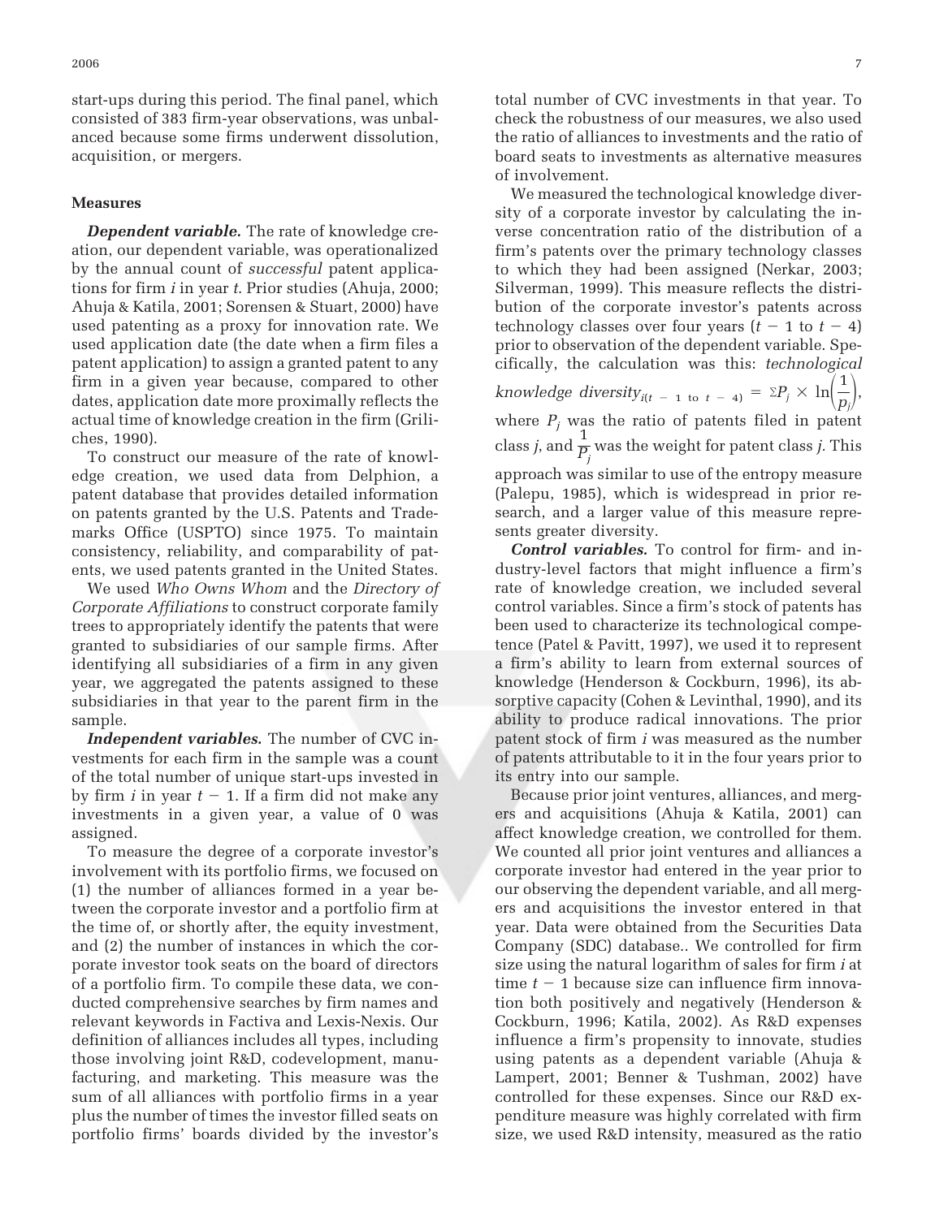start-ups during this period. The final panel, which consisted of 383 firm-year observations, was unbalanced because some firms underwent dissolution, acquisition, or mergers.

### Measures

***Dependent variable.*** The rate of knowledge creation, our dependent variable, was operationalized by the annual count of *successful* patent applications for firm $i$ in year $t$. Prior studies (Ahuja, 2000; Ahuja & Katila, 2001; Sorensen & Stuart, 2000) have used patenting as a proxy for innovation rate. We used application date (the date when a firm files a patent application) to assign a granted patent to any firm in a given year because, compared to other dates, application date more proximally reflects the actual time of knowledge creation in the firm (Griliches, 1990).

To construct our measure of the rate of knowledge creation, we used data from Delphion, a patent database that provides detailed information on patents granted by the U.S. Patents and Trademarks Office (USPTO) since 1975. To maintain consistency, reliability, and comparability of patents, we used patents granted in the United States.

We used *Who Owns Whom* and the *Directory of Corporate Affiliations* to construct corporate family trees to appropriately identify the patents that were granted to subsidiaries of our sample firms. After identifying all subsidiaries of a firm in any given year, we aggregated the patents assigned to these subsidiaries in that year to the parent firm in the sample.

***Independent variables.*** The number of CVC investments for each firm in the sample was a count of the total number of unique start-ups invested in by firm $i$ in year $t - 1$. If a firm did not make any investments in a given year, a value of 0 was assigned.

To measure the degree of a corporate investor's involvement with its portfolio firms, we focused on (1) the number of alliances formed in a year between the corporate investor and a portfolio firm at the time of, or shortly after, the equity investment, and (2) the number of instances in which the corporate investor took seats on the board of directors of a portfolio firm. To compile these data, we conducted comprehensive searches by firm names and relevant keywords in Factiva and Lexis-Nexis. Our definition of alliances includes all types, including those involving joint R&D, codevelopment, manufacturing, and marketing. This measure was the sum of all alliances with portfolio firms in a year plus the number of times the investor filled seats on portfolio firms' boards divided by the investor's total number of CVC investments in that year. To check the robustness of our measures, we also used the ratio of alliances to investments and the ratio of board seats to investments as alternative measures of involvement.

We measured the technological knowledge diversity of a corporate investor by calculating the inverse concentration ratio of the distribution of a firm's patents over the primary technology classes to which they had been assigned (Nerkar, 2003; Silverman, 1999). This measure reflects the distribution of the corporate investor's patents across technology classes over four years ($t - 1$ to $t - 4$) prior to observation of the dependent variable. Specifically, the calculation was this: *technological knowledge diversity*$_{i(t\,-\,1\text{ to }t\,-\,4)} = \Sigma P_j \times \ln\left(\frac{1}{p_j}\right)$, where $P_j$ was the ratio of patents filed in patent class $j$, and $\frac{1}{P_j}$ was the weight for patent class $j$. This approach was similar to use of the entropy measure (Palepu, 1985), which is widespread in prior research, and a larger value of this measure represents greater diversity.

***Control variables.*** To control for firm- and industry-level factors that might influence a firm's rate of knowledge creation, we included several control variables. Since a firm's stock of patents has been used to characterize its technological competence (Patel & Pavitt, 1997), we used it to represent a firm's ability to learn from external sources of knowledge (Henderson & Cockburn, 1996), its absorptive capacity (Cohen & Levinthal, 1990), and its ability to produce radical innovations. The prior patent stock of firm $i$ was measured as the number of patents attributable to it in the four years prior to its entry into our sample.

Because prior joint ventures, alliances, and mergers and acquisitions (Ahuja & Katila, 2001) can affect knowledge creation, we controlled for them. We counted all prior joint ventures and alliances a corporate investor had entered in the year prior to our observing the dependent variable, and all mergers and acquisitions the investor entered in that year. Data were obtained from the Securities Data Company (SDC) database.. We controlled for firm size using the natural logarithm of sales for firm $i$ at time $t - 1$ because size can influence firm innovation both positively and negatively (Henderson & Cockburn, 1996; Katila, 2002). As R&D expenses influence a firm's propensity to innovate, studies using patents as a dependent variable (Ahuja & Lampert, 2001; Benner & Tushman, 2002) have controlled for these expenses. Since our R&D expenditure measure was highly correlated with firm size, we used R&D intensity, measured as the ratio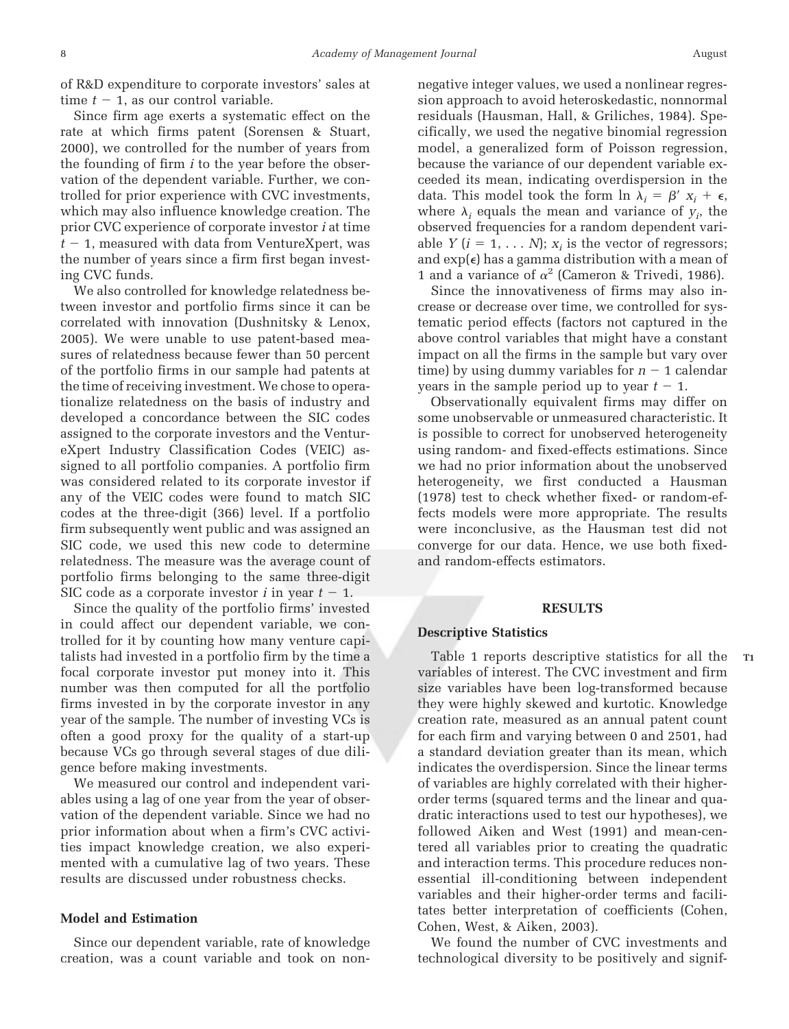of R&D expenditure to corporate investors' sales at time $t - 1$, as our control variable.

Since firm age exerts a systematic effect on the rate at which firms patent (Sorensen & Stuart, 2000), we controlled for the number of years from the founding of firm *i* to the year before the observation of the dependent variable. Further, we controlled for prior experience with CVC investments, which may also influence knowledge creation. The prior CVC experience of corporate investor *i* at time $t - 1$, measured with data from VentureXpert, was the number of years since a firm first began investing CVC funds.

We also controlled for knowledge relatedness between investor and portfolio firms since it can be correlated with innovation (Dushnitsky & Lenox, 2005). We were unable to use patent-based measures of relatedness because fewer than 50 percent of the portfolio firms in our sample had patents at the time of receiving investment. We chose to operationalize relatedness on the basis of industry and developed a concordance between the SIC codes assigned to the corporate investors and the VentureXpert Industry Classification Codes (VEIC) assigned to all portfolio companies. A portfolio firm was considered related to its corporate investor if any of the VEIC codes were found to match SIC codes at the three-digit (366) level. If a portfolio firm subsequently went public and was assigned an SIC code, we used this new code to determine relatedness. The measure was the average count of portfolio firms belonging to the same three-digit SIC code as a corporate investor *i* in year $t - 1$.

Since the quality of the portfolio firms' invested in could affect our dependent variable, we controlled for it by counting how many venture capitalists had invested in a portfolio firm by the time a focal corporate investor put money into it. This number was then computed for all the portfolio firms invested in by the corporate investor in any year of the sample. The number of investing VCs is often a good proxy for the quality of a start-up because VCs go through several stages of due diligence before making investments.

We measured our control and independent variables using a lag of one year from the year of observation of the dependent variable. Since we had no prior information about when a firm's CVC activities impact knowledge creation, we also experimented with a cumulative lag of two years. These results are discussed under robustness checks.

### Model and Estimation

Since our dependent variable, rate of knowledge creation, was a count variable and took on non-negative integer values, we used a nonlinear regression approach to avoid heteroskedastic, nonnormal residuals (Hausman, Hall, & Griliches, 1984). Specifically, we used the negative binomial regression model, a generalized form of Poisson regression, because the variance of our dependent variable exceeded its mean, indicating overdispersion in the data. This model took the form $\ln \lambda_i = \beta' x_i + \epsilon$, where $\lambda_i$ equals the mean and variance of $y_i$, the observed frequencies for a random dependent variable $Y$ ($i = 1, \ldots N$); $x_i$ is the vector of regressors; and $\exp(\epsilon)$ has a gamma distribution with a mean of 1 and a variance of $\alpha^2$ (Cameron & Trivedi, 1986).

Since the innovativeness of firms may also increase or decrease over time, we controlled for systematic period effects (factors not captured in the above control variables that might have a constant impact on all the firms in the sample but vary over time) by using dummy variables for $n - 1$ calendar years in the sample period up to year $t - 1$.

Observationally equivalent firms may differ on some unobservable or unmeasured characteristic. It is possible to correct for unobserved heterogeneity using random- and fixed-effects estimations. Since we had no prior information about the unobserved heterogeneity, we first conducted a Hausman (1978) test to check whether fixed- or random-effects models were more appropriate. The results were inconclusive, as the Hausman test did not converge for our data. Hence, we use both fixed- and random-effects estimators.

## RESULTS

### Descriptive Statistics

Table 1 reports descriptive statistics for all the variables of interest. The CVC investment and firm size variables have been log-transformed because they were highly skewed and kurtotic. Knowledge creation rate, measured as an annual patent count for each firm and varying between 0 and 2501, had a standard deviation greater than its mean, which indicates the overdispersion. Since the linear terms of variables are highly correlated with their higher-order terms (squared terms and the linear and quadratic interactions used to test our hypotheses), we followed Aiken and West (1991) and mean-centered all variables prior to creating the quadratic and interaction terms. This procedure reduces nonessential ill-conditioning between independent variables and their higher-order terms and facilitates better interpretation of coefficients (Cohen, Cohen, West, & Aiken, 2003).

We found the number of CVC investments and technological diversity to be positively and signif-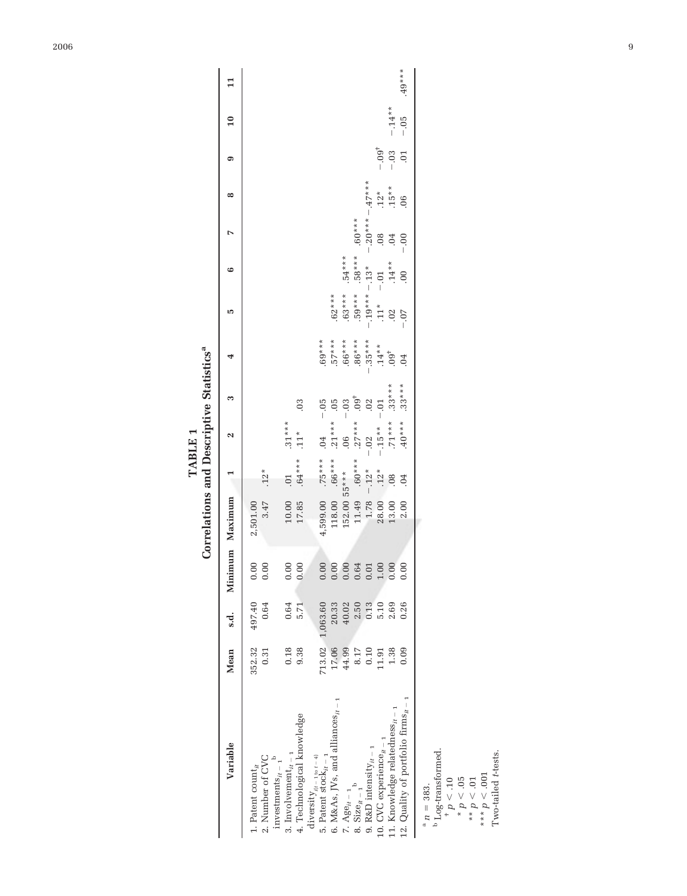# TABLE 1
## Correlations and Descriptive Statistics[a]

| Variable | Mean | s.d. | Minimum | Maximum | 1 | 2 | 3 | 4 | 5 | 6 | 7 | 8 | 9 | 10 | 11 |
|---|---|---|---|---|---|---|---|---|---|---|---|---|---|---|---|
| 1. Patent count$_{it}$ | 352.32 | 497.40 | 0.00 | 2,501.00 | | | | | | | | | | | |
| 2. Number of CVC investments$_{it-1}$[b] | 0.31 | 0.64 | 0.00 | 3.47 | .12* | | | | | | | | | | |
| 3. Involvement$_{it-1}$ | 0.18 | 0.64 | 0.00 | 10.00 | .01 | .31*** | | | | | | | | | |
| 4. Technological knowledge diversity$_{i(t-1 \text{ to } t-4)}$ | 9.38 | 5.71 | 0.00 | 17.85 | .64*** | .11* | .03 | | | | | | | | |
| 5. Patent stock$_{it-1}$ | 713.02 | 1,063.60 | 0.00 | 4,599.00 | .75*** | .04 | −.05 | .69*** | | | | | | | |
| 6. M&As, JVs, and alliances$_{it-1}$ | 17.06 | 20.33 | 0.00 | 118.00 | .66*** | .21*** | .05 | .57*** | .62*** | | | | | | |
| 7. Age$_{it-1}$ | 44.99 | 40.02 | 0.00 | 152.00 | 55*** | .06 | −.03 | .66*** | .63*** | .54*** | | | | | |
| 8. Size$_{it-1}$[b] | 8.17 | 2.50 | 0.64 | 11.49 | .60*** | .27*** | .09† | .86*** | .59*** | .58*** | .60*** | | | | |
| 9. R&D intensity$_{it-1}$ | 0.10 | 0.13 | 0.01 | 1.78 | −.12* | −.02 | .02 | −.35*** | −.19*** | −.13* | −.20*** | −.47*** | | | |
| 10. CVC experience$_{it-1}$ | 11.91 | 5.10 | 1.00 | 28.00 | .12* | −.15** | −.01 | .14** | .11* | −.01 | .08 | .12* | −.09† | | |
| 11. Knowledge relatedness$_{it-1}$ | 1.38 | 2.69 | 0.00 | 13.00 | .08 | .71*** | .33*** | .09† | .02 | .14** | .04 | .15** | −.03 | −.14** | |
| 12. Quality of portfolio firms$_{it-1}$ | 0.09 | 0.26 | 0.00 | 2.00 | .04 | .40*** | .33*** | .04 | −.07 | .00 | −.00 | .06 | .01 | −.05 | .49*** |

[a] $n = 383$.
[b] Log-transformed.
† $p < .10$
* $p < .05$
** $p < .01$
*** $p < .001$
Two-tailed $t$-tests.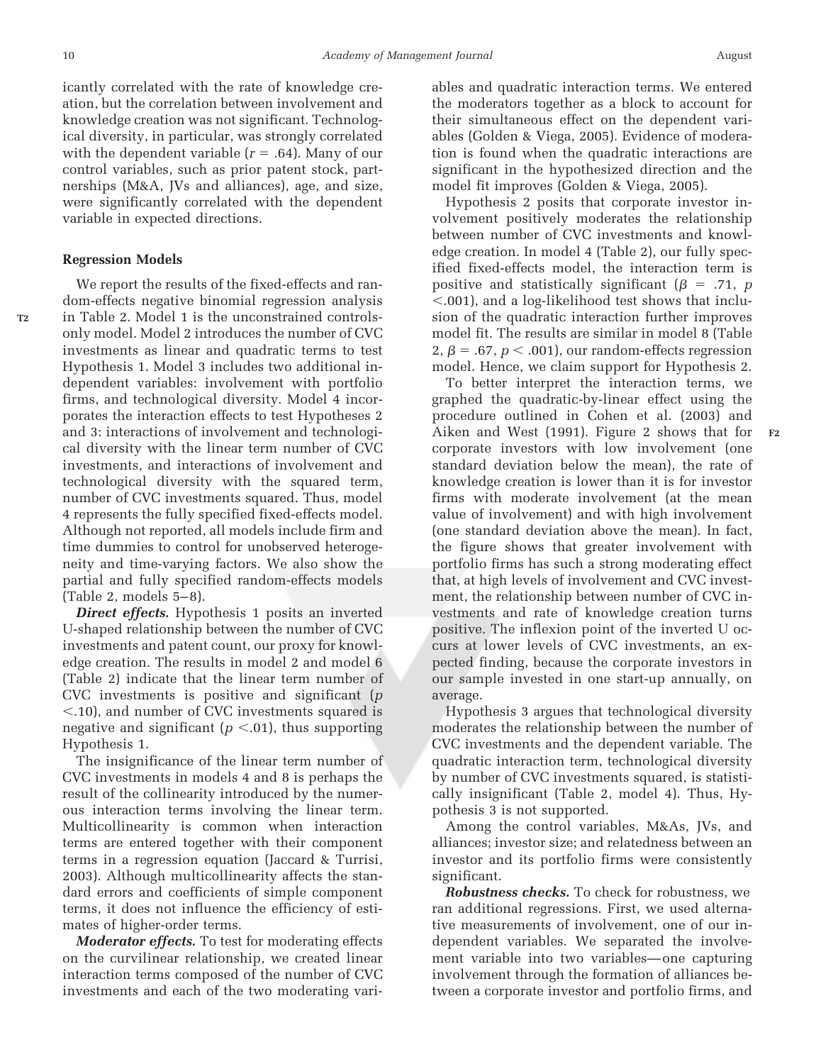icantly correlated with the rate of knowledge creation, but the correlation between involvement and knowledge creation was not significant. Technological diversity, in particular, was strongly correlated with the dependent variable ($r = .64$). Many of our control variables, such as prior patent stock, partnerships (M&A, JVs and alliances), age, and size, were significantly correlated with the dependent variable in expected directions.

### Regression Models

We report the results of the fixed-effects and random-effects negative binomial regression analysis in Table 2. Model 1 is the unconstrained controls-only model. Model 2 introduces the number of CVC investments as linear and quadratic terms to test Hypothesis 1. Model 3 includes two additional independent variables: involvement with portfolio firms, and technological diversity. Model 4 incorporates the interaction effects to test Hypotheses 2 and 3: interactions of involvement and technological diversity with the linear term number of CVC investments, and interactions of involvement and technological diversity with the squared term, number of CVC investments squared. Thus, model 4 represents the fully specified fixed-effects model. Although not reported, all models include firm and time dummies to control for unobserved heterogeneity and time-varying factors. We also show the partial and fully specified random-effects models (Table 2, models 5–8).

***Direct effects.*** Hypothesis 1 posits an inverted U-shaped relationship between the number of CVC investments and patent count, our proxy for knowledge creation. The results in model 2 and model 6 (Table 2) indicate that the linear term number of CVC investments is positive and significant ($p < .10$), and number of CVC investments squared is negative and significant ($p < .01$), thus supporting Hypothesis 1.

The insignificance of the linear term number of CVC investments in models 4 and 8 is perhaps the result of the collinearity introduced by the numerous interaction terms involving the linear term. Multicollinearity is common when interaction terms are entered together with their component terms in a regression equation (Jaccard & Turrisi, 2003). Although multicollinearity affects the standard errors and coefficients of simple component terms, it does not influence the efficiency of estimates of higher-order terms.

***Moderator effects.*** To test for moderating effects on the curvilinear relationship, we created linear interaction terms composed of the number of CVC investments and each of the two moderating variables and quadratic interaction terms. We entered the moderators together as a block to account for their simultaneous effect on the dependent variables (Golden & Viega, 2005). Evidence of moderation is found when the quadratic interactions are significant in the hypothesized direction and the model fit improves (Golden & Viega, 2005).

Hypothesis 2 posits that corporate investor involvement positively moderates the relationship between number of CVC investments and knowledge creation. In model 4 (Table 2), our fully specified fixed-effects model, the interaction term is positive and statistically significant ($\beta = .71$, $p < .001$), and a log-likelihood test shows that inclusion of the quadratic interaction further improves model fit. The results are similar in model 8 (Table 2, $\beta = .67$, $p < .001$), our random-effects regression model. Hence, we claim support for Hypothesis 2.

To better interpret the interaction terms, we graphed the quadratic-by-linear effect using the procedure outlined in Cohen et al. (2003) and Aiken and West (1991). Figure 2 shows that for corporate investors with low involvement (one standard deviation below the mean), the rate of knowledge creation is lower than it is for investor firms with moderate involvement (at the mean value of involvement) and with high involvement (one standard deviation above the mean). In fact, the figure shows that greater involvement with portfolio firms has such a strong moderating effect that, at high levels of involvement and CVC investment, the relationship between number of CVC investments and rate of knowledge creation turns positive. The inflexion point of the inverted U occurs at lower levels of CVC investments, an expected finding, because the corporate investors in our sample invested in one start-up annually, on average.

Hypothesis 3 argues that technological diversity moderates the relationship between the number of CVC investments and the dependent variable. The quadratic interaction term, technological diversity by number of CVC investments squared, is statistically insignificant (Table 2, model 4). Thus, Hypothesis 3 is not supported.

Among the control variables, M&As, JVs, and alliances; investor size; and relatedness between an investor and its portfolio firms were consistently significant.

***Robustness checks.*** To check for robustness, we ran additional regressions. First, we used alternative measurements of involvement, one of our independent variables. We separated the involvement variable into two variables—one capturing involvement through the formation of alliances between a corporate investor and portfolio firms, and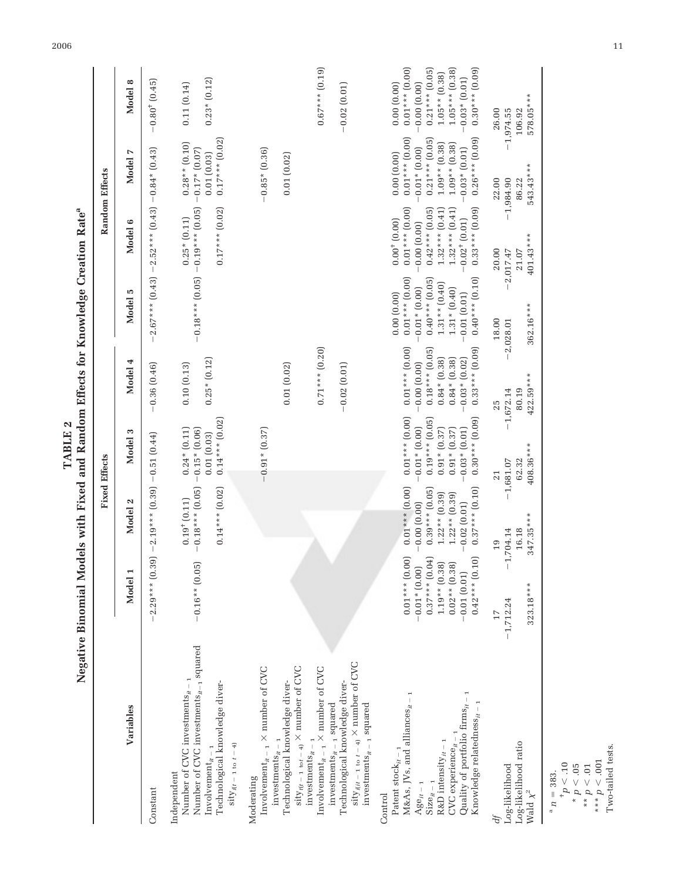**TABLE 2**

**Negative Binomial Models with Fixed and Random Effects for Knowledge Creation Rate[a]**

| Variables | Fixed Effects | | | | Random Effects | | | |
|---|---|---|---|---|---|---|---|---|
| | Model 1 | Model 2 | Model 3 | Model 4 | Model 5 | Model 6 | Model 7 | Model 8 |
| Constant | $-2.29^{***}$ (0.39) | $-2.19^{***}$ (0.39) | $-0.51$ (0.44) | $-0.36$ (0.46) | $-2.67^{***}$ (0.43) | $-2.52^{***}$ (0.43) | $-0.84^{*}$ (0.43) | $-0.80^{\dagger}$ (0.45) |
| Independent | | | | | | | | |
| Number of CVC investments$_{it-1}$ | | $0.19^{\dagger}$ (0.11) | $0.24^{*}$ (0.11) | 0.10 (0.13) | | $0.25^{*}$ (0.11) | $0.28^{**}$ (0.10) | 0.11 (0.14) |
| Number of CVC investments$_{it-1}$ squared | $-0.16^{**}$ (0.05) | $-0.18^{***}$ (0.05) | $-0.15^{*}$ (0.06) | | $-0.18^{***}$ (0.05) | $-0.19^{***}$ (0.05) | $-0.17^{*}$ (0.07) | |
| Involvement$_{it-1}$ | | | 0.01 (0.03) | | | | 0.01 (0.03) | |
| Technological knowledge diversity$_{i(t-1 \text{ to } t-4)}$ | | $0.14^{***}$ (0.02) | $0.14^{***}$ (0.02) | $0.25^{*}$ (0.12) | | $0.17^{***}$ (0.02) | $0.17^{***}$ (0.02) | $0.23^{*}$ (0.12) |
| Moderating | | | | | | | | |
| Involvement$_{it-1}$ × number of CVC investments$_{it-1}$ | | | $-0.91^{*}$ (0.37) | | | | $-0.85^{*}$ (0.36) | |
| Technological knowledge diversity$_{i(t-1 \text{ to } t-4)}$ × number of CVC investments$_{it-1}$ | | | | 0.01 (0.02) | | | 0.01 (0.02) | |
| Involvement$_{it-1}$ × number of CVC investments$_{it-1}$ squared | | | | $0.71^{***}$ (0.20) | | | | $0.67^{***}$ (0.19) |
| Technological knowledge diversity$_{i(t-1 \text{ to } t-4)}$ × number of CVC investments$_{it-1}$ squared | | | | $-0.02$ (0.01) | | | | $-0.02$ (0.01) |
| Control | | | | | | | | |
| Patent stock$_{it-1}$ | | | | | 0.00 (0.00) | $0.00^{\dagger}$ (0.00) | 0.00 (0.00) | 0.00 (0.00) |
| M&As, JVs, and alliances$_{it-1}$ | $0.01^{***}$ (0.00) | $0.01^{***}$ (0.00) | $0.01^{***}$ (0.00) | $0.01^{***}$ (0.00) | $0.01^{***}$ (0.00) | $0.01^{***}$ (0.00) | $0.01^{***}$ (0.00) | $0.01^{***}$ (0.00) |
| Age$_{it-1}$ | $-0.01^{*}$ (0.00) | $-0.00$ (0.00) | $-0.01^{*}$ (0.00) | $-0.00$ (0.00) | $-0.01^{*}$ (0.00) | $-0.00$ (0.00) | $-0.01^{*}$ (0.00) | $-0.00$ (0.00) |
| Size$_{it-1}$ | $0.37^{***}$ (0.04) | $0.39^{***}$ (0.05) | $0.19^{***}$ (0.05) | $0.18^{***}$ (0.05) | $0.40^{***}$ (0.05) | $0.42^{***}$ (0.05) | $0.21^{***}$ (0.05) | $0.21^{***}$ (0.05) |
| R&D intensity$_{it-1}$ | $1.19^{**}$ (0.38) | $1.22^{**}$ (0.39) | $0.91^{*}$ (0.37) | $0.84^{*}$ (0.38) | $1.31^{**}$ (0.40) | $1.32^{***}$ (0.41) | $1.09^{**}$ (0.38) | $1.05^{**}$ (0.38) |
| CVC experience$_{it-1}$ | $0.02^{**}$ (0.38) | $1.22^{**}$ (0.39) | $0.91^{*}$ (0.37) | $0.84^{*}$ (0.38) | $1.31^{*}$ (0.40) | $1.32^{***}$ (0.41) | $1.09^{**}$ (0.38) | $1.05^{***}$ (0.38) |
| Quality of portfolio firms$_{it-1}$ | $-0.01$ (0.01) | $-0.02$ (0.01) | $-0.03^{*}$ (0.01) | $-0.03^{*}$ (0.02) | $-0.01$ (0.01) | $-0.02^{\dagger}$ (0.01) | $-0.03^{*}$ (0.01) | $-0.03^{*}$ (0.01) |
| Knowledge relatedness$_{it-1}$ | $0.42^{***}$ (0.10) | $0.37^{***}$ (0.10) | $0.30^{***}$ (0.09) | $0.33^{***}$ (0.09) | $0.40^{***}$ (0.10) | $0.33^{***}$ (0.09) | $0.26^{***}$ (0.09) | $0.30^{***}$ (0.09) |
| *df* | 17 | 19 | 21 | 25 | 18.00 | 20.00 | 22.00 | 26.00 |
| Log-likelihood | $-1{,}712.24$ | $-1{,}704.14$ | $-1{,}681.07$ | $-1{,}672.14$ | $-2{,}028.01$ | $-2{,}017.47$ | $-1{,}984.90$ | $-1{,}974.55$ |
| Log-likelihood ratio | | 16.18 | 62.32 | 80.19 | | 21.07 | 86.22 | 106.92 |
| Wald $\chi^2$ | $323.18^{***}$ | $347.35^{***}$ | $408.36^{***}$ | $422.59^{***}$ | $362.16^{***}$ | $401.43^{***}$ | $543.43^{***}$ | $578.05^{***}$ |

[a] $n = 383$.

$^{\dagger}p < .10$

$^{*}p < .05$

$^{**}p < .01$

$^{***}p < .001$

Two-tailed tests.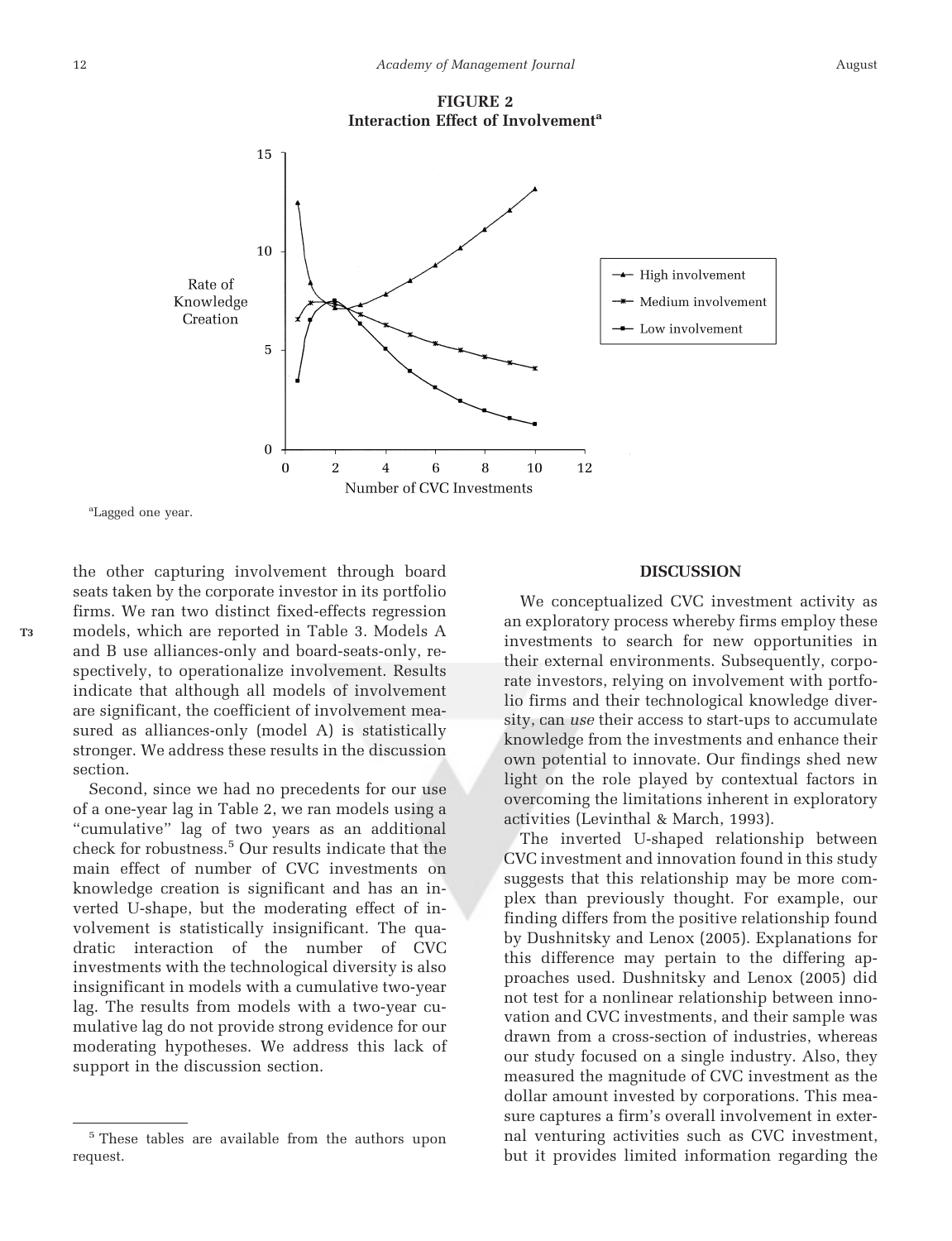**FIGURE 2**
**Interaction Effect of Involvement[a]**

[a]Lagged one year.

the other capturing involvement through board seats taken by the corporate investor in its portfolio firms. We ran two distinct fixed-effects regression models, which are reported in Table 3. Models A and B use alliances-only and board-seats-only, respectively, to operationalize involvement. Results indicate that although all models of involvement are significant, the coefficient of involvement measured as alliances-only (model A) is statistically stronger. We address these results in the discussion section.

Second, since we had no precedents for our use of a one-year lag in Table 2, we ran models using a "cumulative" lag of two years as an additional check for robustness.[5] Our results indicate that the main effect of number of CVC investments on knowledge creation is significant and has an inverted U-shape, but the moderating effect of involvement is statistically insignificant. The quadratic interaction of the number of CVC investments with the technological diversity is also insignificant in models with a cumulative two-year lag. The results from models with a two-year cumulative lag do not provide strong evidence for our moderating hypotheses. We address this lack of support in the discussion section.

[5] These tables are available from the authors upon request.

## DISCUSSION

We conceptualized CVC investment activity as an exploratory process whereby firms employ these investments to search for new opportunities in their external environments. Subsequently, corporate investors, relying on involvement with portfolio firms and their technological knowledge diversity, can *use* their access to start-ups to accumulate knowledge from the investments and enhance their own potential to innovate. Our findings shed new light on the role played by contextual factors in overcoming the limitations inherent in exploratory activities (Levinthal & March, 1993).

The inverted U-shaped relationship between CVC investment and innovation found in this study suggests that this relationship may be more complex than previously thought. For example, our finding differs from the positive relationship found by Dushnitsky and Lenox (2005). Explanations for this difference may pertain to the differing approaches used. Dushnitsky and Lenox (2005) did not test for a nonlinear relationship between innovation and CVC investments, and their sample was drawn from a cross-section of industries, whereas our study focused on a single industry. Also, they measured the magnitude of CVC investment as the dollar amount invested by corporations. This measure captures a firm's overall involvement in external venturing activities such as CVC investment, but it provides limited information regarding the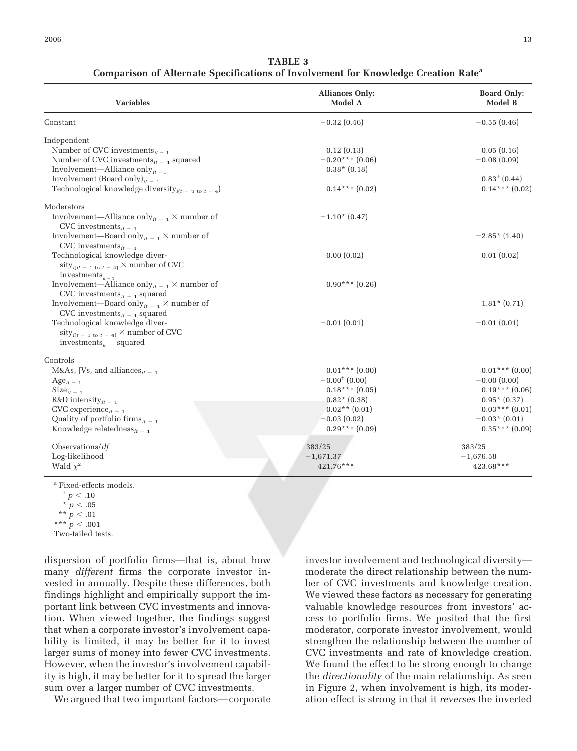**TABLE 3**
**Comparison of Alternate Specifications of Involvement for Knowledge Creation Rate[a]**

| Variables | Alliances Only: Model A | Board Only: Model B |
|---|---|---|
| Constant | −0.32 (0.46) | −0.55 (0.46) |
| Independent | | |
| Number of CVC investments$_{it-1}$ | 0.12 (0.13) | 0.05 (0.16) |
| Number of CVC investments$_{it-1}$ squared | −0.20*** (0.06) | −0.08 (0.09) |
| Involvement—Alliance only$_{it-1}$ | 0.38* (0.18) | |
| Involvement (Board only)$_{it-1}$ | | 0.83† (0.44) |
| Technological knowledge diversity$_{i(t-1 \text{ to } t-4)}$ | 0.14*** (0.02) | 0.14*** (0.02) |
| Moderators | | |
| Involvement—Alliance only$_{it-1}$ × number of CVC investments$_{it-1}$ | −1.10* (0.47) | |
| Involvement—Board only$_{it-1}$ × number of CVC investments$_{it-1}$ | | −2.85* (1.40) |
| Technological knowledge diversity$_{i(t-1 \text{ to } t-4)}$ × number of CVC investments$_{it-1}$ | 0.00 (0.02) | 0.01 (0.02) |
| Involvement—Alliance only$_{it-1}$ × number of CVC investments$_{it-1}$ squared | 0.90*** (0.26) | |
| Involvement—Board only$_{it-1}$ × number of CVC investments$_{it-1}$ squared | | 1.81* (0.71) |
| Technological knowledge diversity$_{i(t-1 \text{ to } t-4)}$ × number of CVC investments$_{it-1}$ squared | −0.01 (0.01) | −0.01 (0.01) |
| Controls | | |
| M&As, JVs, and alliances$_{it-1}$ | 0.01*** (0.00) | 0.01*** (0.00) |
| Age$_{it-1}$ | −0.00† (0.00) | −0.00 (0.00) |
| Size$_{it-1}$ | 0.18*** (0.05) | 0.19*** (0.06) |
| R&D intensity$_{it-1}$ | 0.82* (0.38) | 0.95* (0.37) |
| CVC experience$_{it-1}$ | 0.02** (0.01) | 0.03*** (0.01) |
| Quality of portfolio firms$_{it-1}$ | −0.03 (0.02) | −0.03* (0.01) |
| Knowledge relatedness$_{it-1}$ | 0.29*** (0.09) | 0.35*** (0.09) |
| Observations/*df* | 383/25 | 383/25 |
| Log-likelihood | −1,671.37 | −1,676.58 |
| Wald $\chi^2$ | 421.76*** | 423.68*** |

[a] Fixed-effects models.
† $p < .10$
\* $p < .05$
\** $p < .01$
\*** $p < .001$
Two-tailed tests.

dispersion of portfolio firms—that is, about how many *different* firms the corporate investor invested in annually. Despite these differences, both findings highlight and empirically support the important link between CVC investments and innovation. When viewed together, the findings suggest that when a corporate investor's involvement capability is limited, it may be better for it to invest larger sums of money into fewer CVC investments. However, when the investor's involvement capability is high, it may be better for it to spread the larger sum over a larger number of CVC investments.

We argued that two important factors—corporate investor involvement and technological diversity—moderate the direct relationship between the number of CVC investments and knowledge creation. We viewed these factors as necessary for generating valuable knowledge resources from investors' access to portfolio firms. We posited that the first moderator, corporate investor involvement, would strengthen the relationship between the number of CVC investments and rate of knowledge creation. We found the effect to be strong enough to change the *directionality* of the main relationship. As seen in Figure 2, when involvement is high, its moderation effect is strong in that it *reverses* the inverted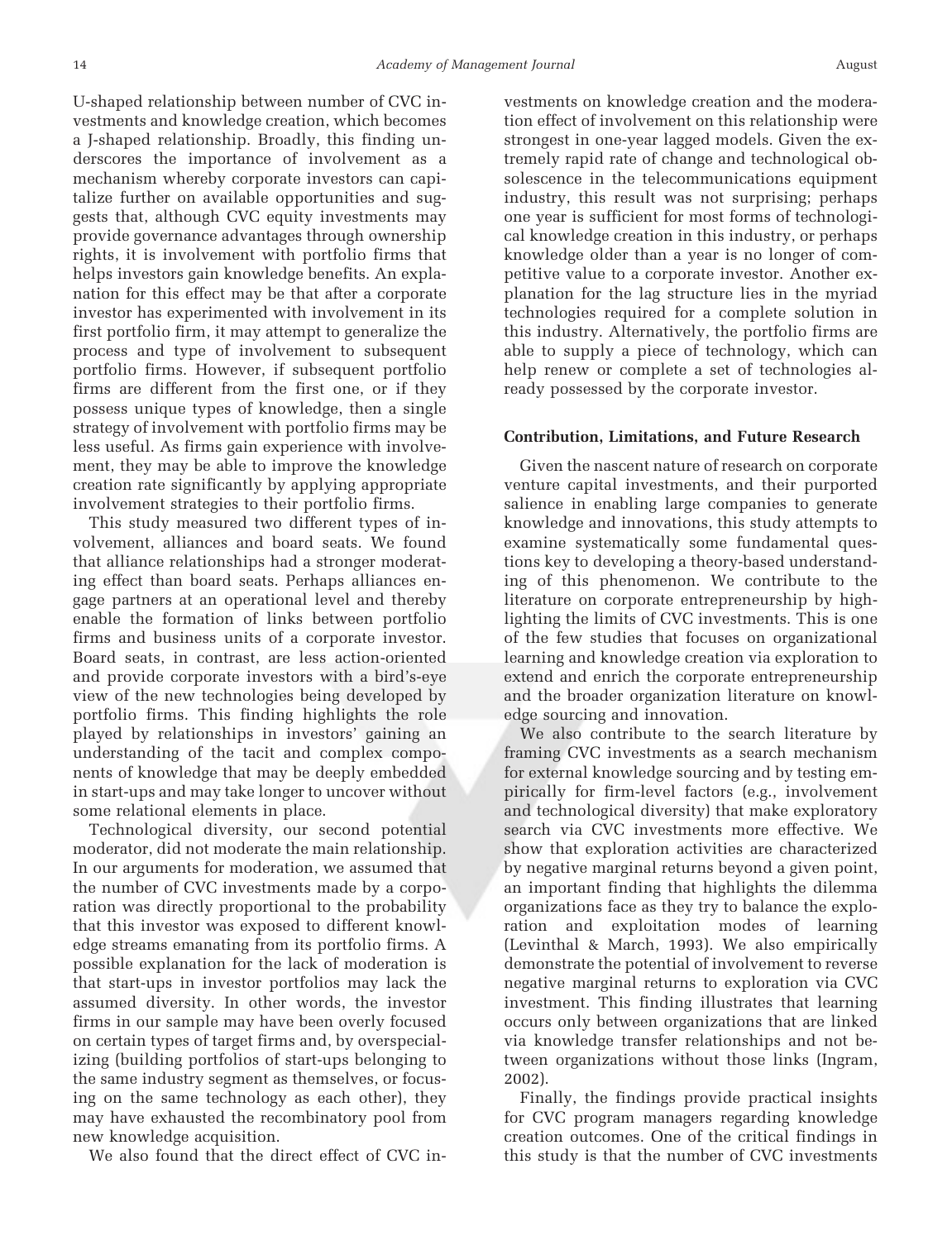U-shaped relationship between number of CVC investments and knowledge creation, which becomes a J-shaped relationship. Broadly, this finding underscores the importance of involvement as a mechanism whereby corporate investors can capitalize further on available opportunities and suggests that, although CVC equity investments may provide governance advantages through ownership rights, it is involvement with portfolio firms that helps investors gain knowledge benefits. An explanation for this effect may be that after a corporate investor has experimented with involvement in its first portfolio firm, it may attempt to generalize the process and type of involvement to subsequent portfolio firms. However, if subsequent portfolio firms are different from the first one, or if they possess unique types of knowledge, then a single strategy of involvement with portfolio firms may be less useful. As firms gain experience with involvement, they may be able to improve the knowledge creation rate significantly by applying appropriate involvement strategies to their portfolio firms.

This study measured two different types of involvement, alliances and board seats. We found that alliance relationships had a stronger moderating effect than board seats. Perhaps alliances engage partners at an operational level and thereby enable the formation of links between portfolio firms and business units of a corporate investor. Board seats, in contrast, are less action-oriented and provide corporate investors with a bird's-eye view of the new technologies being developed by portfolio firms. This finding highlights the role played by relationships in investors' gaining an understanding of the tacit and complex components of knowledge that may be deeply embedded in start-ups and may take longer to uncover without some relational elements in place.

Technological diversity, our second potential moderator, did not moderate the main relationship. In our arguments for moderation, we assumed that the number of CVC investments made by a corporation was directly proportional to the probability that this investor was exposed to different knowledge streams emanating from its portfolio firms. A possible explanation for the lack of moderation is that start-ups in investor portfolios may lack the assumed diversity. In other words, the investor firms in our sample may have been overly focused on certain types of target firms and, by overspecializing (building portfolios of start-ups belonging to the same industry segment as themselves, or focusing on the same technology as each other), they may have exhausted the recombinatory pool from new knowledge acquisition.

We also found that the direct effect of CVC investments on knowledge creation and the moderation effect of involvement on this relationship were strongest in one-year lagged models. Given the extremely rapid rate of change and technological obsolescence in the telecommunications equipment industry, this result was not surprising; perhaps one year is sufficient for most forms of technological knowledge creation in this industry, or perhaps knowledge older than a year is no longer of competitive value to a corporate investor. Another explanation for the lag structure lies in the myriad technologies required for a complete solution in this industry. Alternatively, the portfolio firms are able to supply a piece of technology, which can help renew or complete a set of technologies already possessed by the corporate investor.

### Contribution, Limitations, and Future Research

Given the nascent nature of research on corporate venture capital investments, and their purported salience in enabling large companies to generate knowledge and innovations, this study attempts to examine systematically some fundamental questions key to developing a theory-based understanding of this phenomenon. We contribute to the literature on corporate entrepreneurship by highlighting the limits of CVC investments. This is one of the few studies that focuses on organizational learning and knowledge creation via exploration to extend and enrich the corporate entrepreneurship and the broader organization literature on knowledge sourcing and innovation.

We also contribute to the search literature by framing CVC investments as a search mechanism for external knowledge sourcing and by testing empirically for firm-level factors (e.g., involvement and technological diversity) that make exploratory search via CVC investments more effective. We show that exploration activities are characterized by negative marginal returns beyond a given point, an important finding that highlights the dilemma organizations face as they try to balance the exploration and exploitation modes of learning (Levinthal & March, 1993). We also empirically demonstrate the potential of involvement to reverse negative marginal returns to exploration via CVC investment. This finding illustrates that learning occurs only between organizations that are linked via knowledge transfer relationships and not between organizations without those links (Ingram, 2002).

Finally, the findings provide practical insights for CVC program managers regarding knowledge creation outcomes. One of the critical findings in this study is that the number of CVC investments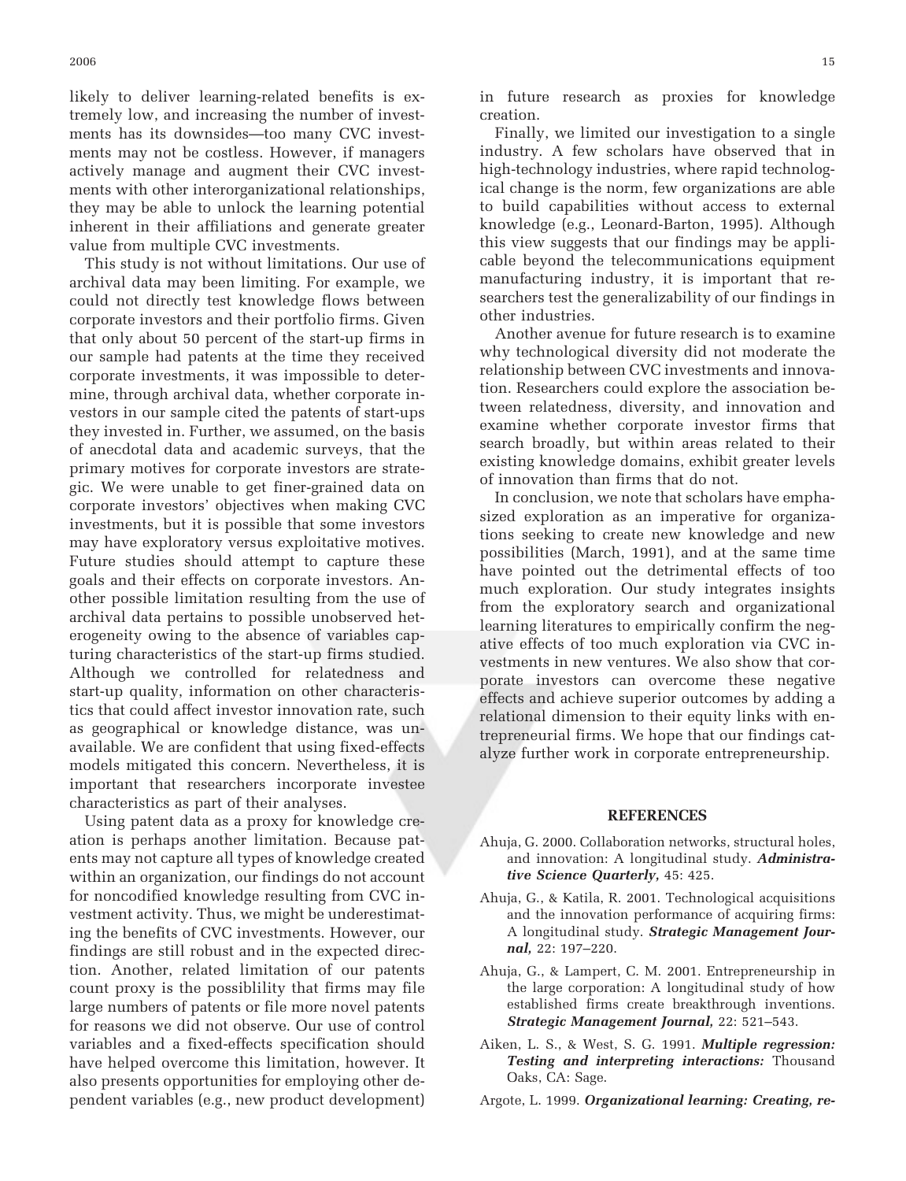likely to deliver learning-related benefits is extremely low, and increasing the number of investments has its downsides—too many CVC investments may not be costless. However, if managers actively manage and augment their CVC investments with other interorganizational relationships, they may be able to unlock the learning potential inherent in their affiliations and generate greater value from multiple CVC investments.

This study is not without limitations. Our use of archival data may been limiting. For example, we could not directly test knowledge flows between corporate investors and their portfolio firms. Given that only about 50 percent of the start-up firms in our sample had patents at the time they received corporate investments, it was impossible to determine, through archival data, whether corporate investors in our sample cited the patents of start-ups they invested in. Further, we assumed, on the basis of anecdotal data and academic surveys, that the primary motives for corporate investors are strategic. We were unable to get finer-grained data on corporate investors' objectives when making CVC investments, but it is possible that some investors may have exploratory versus exploitative motives. Future studies should attempt to capture these goals and their effects on corporate investors. Another possible limitation resulting from the use of archival data pertains to possible unobserved heterogeneity owing to the absence of variables capturing characteristics of the start-up firms studied. Although we controlled for relatedness and start-up quality, information on other characteristics that could affect investor innovation rate, such as geographical or knowledge distance, was unavailable. We are confident that using fixed-effects models mitigated this concern. Nevertheless, it is important that researchers incorporate investee characteristics as part of their analyses.

Using patent data as a proxy for knowledge creation is perhaps another limitation. Because patents may not capture all types of knowledge created within an organization, our findings do not account for noncodified knowledge resulting from CVC investment activity. Thus, we might be underestimating the benefits of CVC investments. However, our findings are still robust and in the expected direction. Another, related limitation of our patents count proxy is the possiblility that firms may file large numbers of patents or file more novel patents for reasons we did not observe. Our use of control variables and a fixed-effects specification should have helped overcome this limitation, however. It also presents opportunities for employing other dependent variables (e.g., new product development) in future research as proxies for knowledge creation.

Finally, we limited our investigation to a single industry. A few scholars have observed that in high-technology industries, where rapid technological change is the norm, few organizations are able to build capabilities without access to external knowledge (e.g., Leonard-Barton, 1995). Although this view suggests that our findings may be applicable beyond the telecommunications equipment manufacturing industry, it is important that researchers test the generalizability of our findings in other industries.

Another avenue for future research is to examine why technological diversity did not moderate the relationship between CVC investments and innovation. Researchers could explore the association between relatedness, diversity, and innovation and examine whether corporate investor firms that search broadly, but within areas related to their existing knowledge domains, exhibit greater levels of innovation than firms that do not.

In conclusion, we note that scholars have emphasized exploration as an imperative for organizations seeking to create new knowledge and new possibilities (March, 1991), and at the same time have pointed out the detrimental effects of too much exploration. Our study integrates insights from the exploratory search and organizational learning literatures to empirically confirm the negative effects of too much exploration via CVC investments in new ventures. We also show that corporate investors can overcome these negative effects and achieve superior outcomes by adding a relational dimension to their equity links with entrepreneurial firms. We hope that our findings catalyze further work in corporate entrepreneurship.

## REFERENCES

Ahuja, G. 2000. Collaboration networks, structural holes, and innovation: A longitudinal study. ***Administrative Science Quarterly,*** 45: 425.

Ahuja, G., & Katila, R. 2001. Technological acquisitions and the innovation performance of acquiring firms: A longitudinal study. ***Strategic Management Journal,*** 22: 197–220.

Ahuja, G., & Lampert, C. M. 2001. Entrepreneurship in the large corporation: A longitudinal study of how established firms create breakthrough inventions. ***Strategic Management Journal,*** 22: 521–543.

Aiken, L. S., & West, S. G. 1991. ***Multiple regression: Testing and interpreting interactions:*** Thousand Oaks, CA: Sage.

Argote, L. 1999. ***Organizational learning: Creating, re-***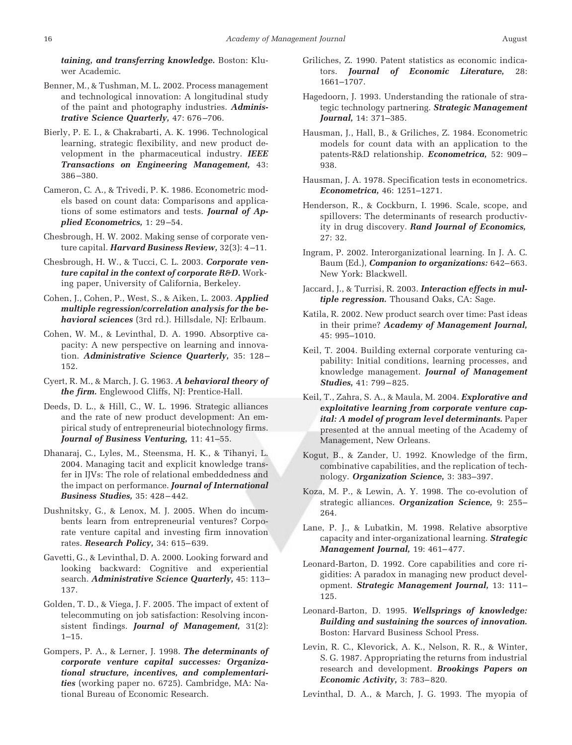***taining, and transferring knowledge.*** Boston: Kluwer Academic.

Benner, M., & Tushman, M. L. 2002. Process management and technological innovation: A longitudinal study of the paint and photography industries. ***Administrative Science Quarterly,*** 47: 676–706.

Bierly, P. E. I., & Chakrabarti, A. K. 1996. Technological learning, strategic flexibility, and new product development in the pharmaceutical industry. ***IEEE Transactions on Engineering Management,*** 43: 386–380.

Cameron, C. A., & Trivedi, P. K. 1986. Econometric models based on count data: Comparisons and applications of some estimators and tests. ***Journal of Applied Econometrics,*** 1: 29–54.

Chesbrough, H. W. 2002. Making sense of corporate venture capital. ***Harvard Business Review,*** 32(3): 4–11.

Chesbrough, H. W., & Tucci, C. L. 2003. ***Corporate venture capital in the context of corporate R&D.*** Working paper, University of California, Berkeley.

Cohen, J., Cohen, P., West, S., & Aiken, L. 2003. ***Applied multiple regression/correlation analysis for the behavioral sciences*** (3rd rd.). Hillsdale, NJ: Erlbaum.

Cohen, W. M., & Levinthal, D. A. 1990. Absorptive capacity: A new perspective on learning and innovation. ***Administrative Science Quarterly,*** 35: 128–152.

Cyert, R. M., & March, J. G. 1963. ***A behavioral theory of the firm.*** Englewood Cliffs, NJ: Prentice-Hall.

Deeds, D. L., & Hill, C., W. L. 1996. Strategic alliances and the rate of new product development: An empirical study of entrepreneurial biotechnology firms. ***Journal of Business Venturing,*** 11: 41–55.

Dhanaraj, C., Lyles, M., Steensma, H. K., & Tihanyi, L. 2004. Managing tacit and explicit knowledge transfer in IJVs: The role of relational embeddedness and the impact on performance. ***Journal of International Business Studies,*** 35: 428–442.

Dushnitsky, G., & Lenox, M. J. 2005. When do incumbents learn from entrepreneurial ventures? Corporate venture capital and investing firm innovation rates. ***Research Policy,*** 34: 615–639.

Gavetti, G., & Levinthal, D. A. 2000. Looking forward and looking backward: Cognitive and experiential search. ***Administrative Science Quarterly,*** 45: 113–137.

Golden, T. D., & Viega, J. F. 2005. The impact of extent of telecommuting on job satisfaction: Resolving inconsistent findings. ***Journal of Management,*** 31(2): 1–15.

Gompers, P. A., & Lerner, J. 1998. ***The determinants of corporate venture capital successes: Organizational structure, incentives, and complementarities*** (working paper no. 6725). Cambridge, MA: National Bureau of Economic Research.

Griliches, Z. 1990. Patent statistics as economic indicators. ***Journal of Economic Literature,*** 28: 1661–1707.

Hagedoorn, J. 1993. Understanding the rationale of strategic technology partnering. ***Strategic Management Journal,*** 14: 371–385.

Hausman, J., Hall, B., & Griliches, Z. 1984. Econometric models for count data with an application to the patents-R&D relationship. ***Econometrica,*** 52: 909–938.

Hausman, J. A. 1978. Specification tests in econometrics. ***Econometrica,*** 46: 1251–1271.

Henderson, R., & Cockburn, I. 1996. Scale, scope, and spillovers: The determinants of research productivity in drug discovery. ***Rand Journal of Economics,*** 27: 32.

Ingram, P. 2002. Interorganizational learning. In J. A. C. Baum (Ed.), ***Companion to organizations:*** 642–663. New York: Blackwell.

Jaccard, J., & Turrisi, R. 2003. ***Interaction effects in multiple regression.*** Thousand Oaks, CA: Sage.

Katila, R. 2002. New product search over time: Past ideas in their prime? ***Academy of Management Journal,*** 45: 995–1010.

Keil, T. 2004. Building external corporate venturing capability: Initial conditions, learning processes, and knowledge management. ***Journal of Management Studies,*** 41: 799–825.

Keil, T., Zahra, S. A., & Maula, M. 2004. ***Explorative and exploitative learning from corporate venture capital: A model of program level determinants.*** Paper presented at the annual meeting of the Academy of Management, New Orleans.

Kogut, B., & Zander, U. 1992. Knowledge of the firm, combinative capabilities, and the replication of technology. ***Organization Science,*** 3: 383–397.

Koza, M. P., & Lewin, A. Y. 1998. The co-evolution of strategic alliances. ***Organization Science,*** 9: 255–264.

Lane, P. J., & Lubatkin, M. 1998. Relative absorptive capacity and inter-organizational learning. ***Strategic Management Journal,*** 19: 461–477.

Leonard-Barton, D. 1992. Core capabilities and core rigidities: A paradox in managing new product development. ***Strategic Management Journal,*** 13: 111–125.

Leonard-Barton, D. 1995. ***Wellsprings of knowledge: Building and sustaining the sources of innovation.*** Boston: Harvard Business School Press.

Levin, R. C., Klevorick, A. K., Nelson, R. R., & Winter, S. G. 1987. Appropriating the returns from industrial research and development. ***Brookings Papers on Economic Activity,*** 3: 783–820.

Levinthal, D. A., & March, J. G. 1993. The myopia of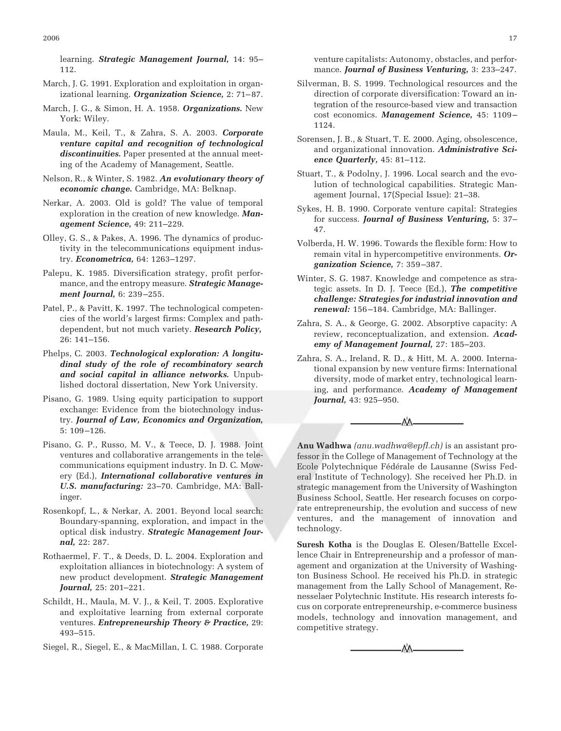learning. ***Strategic Management Journal,*** 14: 95–112.

March, J. G. 1991. Exploration and exploitation in organizational learning. ***Organization Science,*** 2: 71–87.

March, J. G., & Simon, H. A. 1958. ***Organizations.*** New York: Wiley.

Maula, M., Keil, T., & Zahra, S. A. 2003. ***Corporate venture capital and recognition of technological discontinuities.*** Paper presented at the annual meeting of the Academy of Management, Seattle.

Nelson, R., & Winter, S. 1982. ***An evolutionary theory of economic change.*** Cambridge, MA: Belknap.

Nerkar, A. 2003. Old is gold? The value of temporal exploration in the creation of new knowledge. ***Management Science,*** 49: 211–229.

Olley, G. S., & Pakes, A. 1996. The dynamics of productivity in the telecommunications equipment industry. ***Econometrica,*** 64: 1263–1297.

Palepu, K. 1985. Diversification strategy, profit performance, and the entropy measure. ***Strategic Management Journal,*** 6: 239–255.

Patel, P., & Pavitt, K. 1997. The technological competencies of the world's largest firms: Complex and path-dependent, but not much variety. ***Research Policy,*** 26: 141–156.

Phelps, C. 2003. ***Technological exploration: A longitudinal study of the role of recombinatory search and social capital in alliance networks.*** Unpublished doctoral dissertation, New York University.

Pisano, G. 1989. Using equity participation to support exchange: Evidence from the biotechnology industry. ***Journal of Law, Economics and Organization,*** 5: 109–126.

Pisano, G. P., Russo, M. V., & Teece, D. J. 1988. Joint ventures and collaborative arrangements in the telecommunications equipment industry. In D. C. Mowery (Ed.), ***International collaborative ventures in U.S. manufacturing:*** 23–70. Cambridge, MA: Ballinger.

Rosenkopf, L., & Nerkar, A. 2001. Beyond local search: Boundary-spanning, exploration, and impact in the optical disk industry. ***Strategic Management Journal,*** 22: 287.

Rothaermel, F. T., & Deeds, D. L. 2004. Exploration and exploitation alliances in biotechnology: A system of new product development. ***Strategic Management Journal,*** 25: 201–221.

Schildt, H., Maula, M. V. J., & Keil, T. 2005. Explorative and exploitative learning from external corporate ventures. ***Entrepreneurship Theory & Practice,*** 29: 493–515.

Siegel, R., Siegel, E., & MacMillan, I. C. 1988. Corporate venture capitalists: Autonomy, obstacles, and performance. ***Journal of Business Venturing,*** 3: 233–247.

Silverman, B. S. 1999. Technological resources and the direction of corporate diversification: Toward an integration of the resource-based view and transaction cost economics. ***Management Science,*** 45: 1109–1124.

Sorensen, J. B., & Stuart, T. E. 2000. Aging, obsolescence, and organizational innovation. ***Administrative Science Quarterly,*** 45: 81–112.

Stuart, T., & Podolny, J. 1996. Local search and the evolution of technological capabilities. Strategic Management Journal, 17(Special Issue): 21–38.

Sykes, H. B. 1990. Corporate venture capital: Strategies for success. ***Journal of Business Venturing,*** 5: 37–47.

Volberda, H. W. 1996. Towards the flexible form: How to remain vital in hypercompetitive environments. ***Organization Science,*** 7: 359–387.

Winter, S. G. 1987. Knowledge and competence as strategic assets. In D. J. Teece (Ed.), ***The competitive challenge: Strategies for industrial innovation and renewal:*** 156–184. Cambridge, MA: Ballinger.

Zahra, S. A., & George, G. 2002. Absorptive capacity: A review, reconceptualization, and extension. ***Academy of Management Journal,*** 27: 185–203.

Zahra, S. A., Ireland, R. D., & Hitt, M. A. 2000. International expansion by new venture firms: International diversity, mode of market entry, technological learning, and performance. ***Academy of Management Journal,*** 43: 925–950.

---

**Anu Wadhwa** *(anu.wadhwa@epfl.ch)* is an assistant professor in the College of Management of Technology at the Ecole Polytechnique Fédérale de Lausanne (Swiss Federal Institute of Technology). She received her Ph.D. in strategic management from the University of Washington Business School, Seattle. Her research focuses on corporate entrepreneurship, the evolution and success of new ventures, and the management of innovation and technology.

**Suresh Kotha** is the Douglas E. Olesen/Battelle Excellence Chair in Entrepreneurship and a professor of management and organization at the University of Washington Business School. He received his Ph.D. in strategic management from the Lally School of Management, Rensselaer Polytechnic Institute. His research interests focus on corporate entrepreneurship, e-commerce business models, technology and innovation management, and competitive strategy.